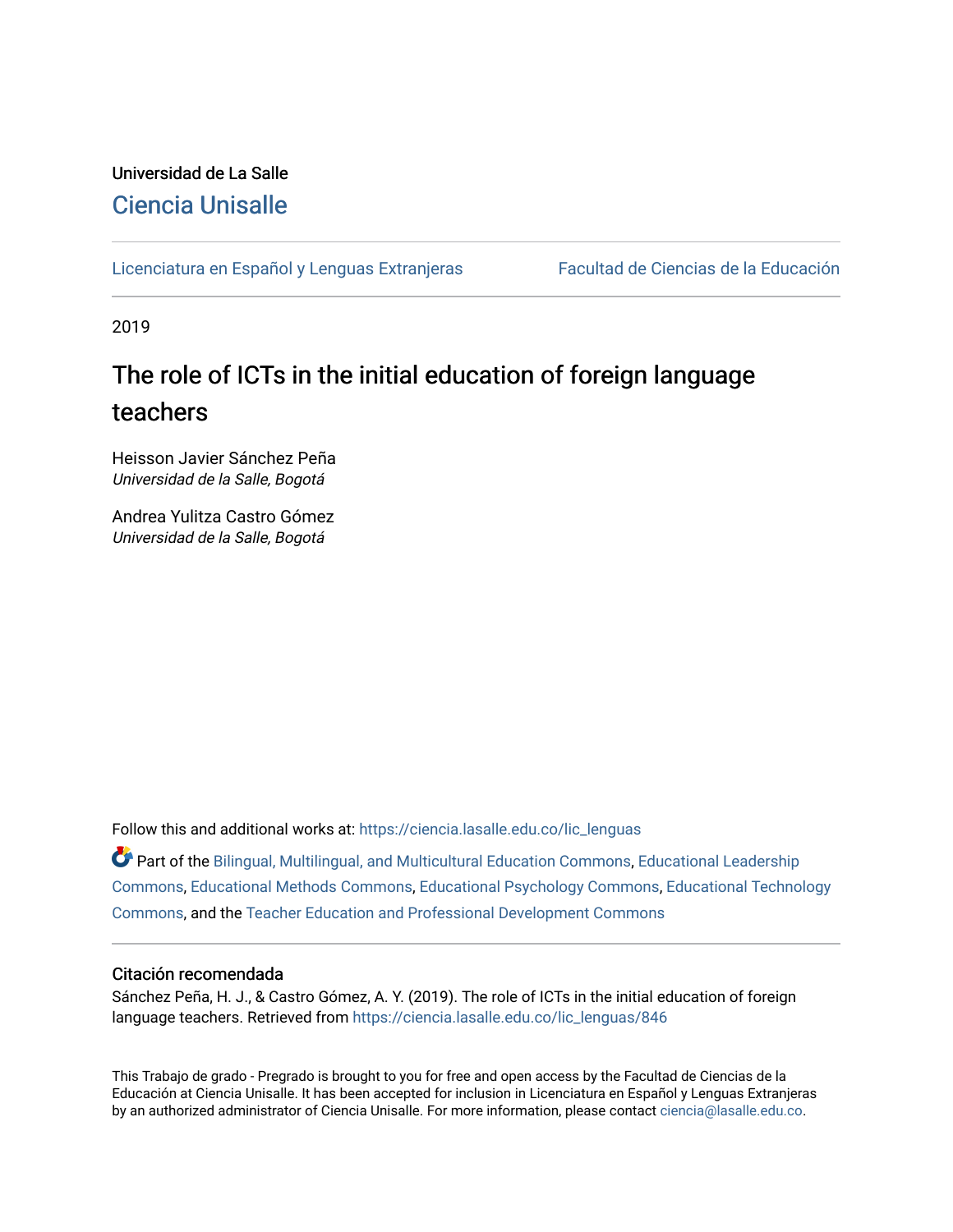Universidad de La Salle

Ciencia Unisalle

Licenciatura en Español y Lenguas Extranjeras | Facultad de Ciencias de la Educación

2019

# The role of ICTs in the initial education of foreign language teachers

Heisson Javier Sánchez Peña
*Universidad de la Salle, Bogotá*

Andrea Yulitza Castro Gómez
*Universidad de la Salle, Bogotá*

Follow this and additional works at: https://ciencia.lasalle.edu.co/lic_lenguas

Part of the Bilingual, Multilingual, and Multicultural Education Commons, Educational Leadership Commons, Educational Methods Commons, Educational Psychology Commons, Educational Technology Commons, and the Teacher Education and Professional Development Commons

### Citación recomendada

Sánchez Peña, H. J., & Castro Gómez, A. Y. (2019). The role of ICTs in the initial education of foreign language teachers. Retrieved from https://ciencia.lasalle.edu.co/lic_lenguas/846

This Trabajo de grado - Pregrado is brought to you for free and open access by the Facultad de Ciencias de la Educación at Ciencia Unisalle. It has been accepted for inclusion in Licenciatura en Español y Lenguas Extranjeras by an authorized administrator of Ciencia Unisalle. For more information, please contact ciencia@lasalle.edu.co.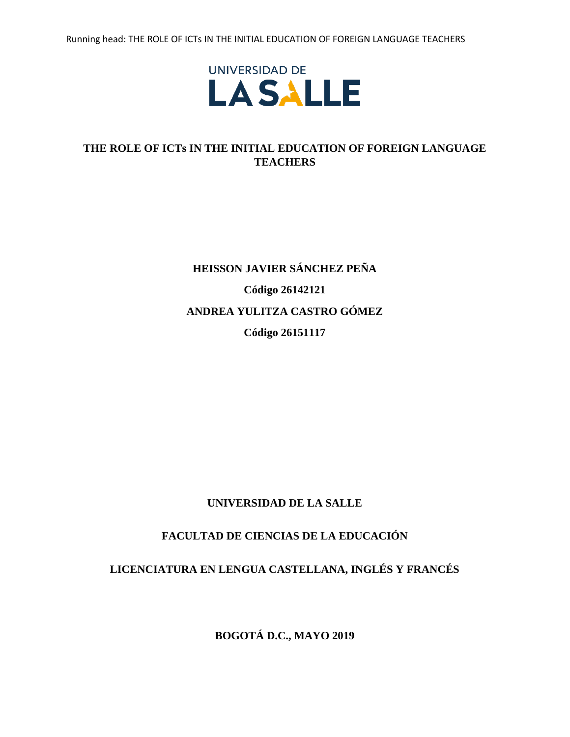# THE ROLE OF ICTs IN THE INITIAL EDUCATION OF FOREIGN LANGUAGE TEACHERS

**HEISSON JAVIER SÁNCHEZ PEÑA**

**Código 26142121**

**ANDREA YULITZA CASTRO GÓMEZ**

**Código 26151117**

**UNIVERSIDAD DE LA SALLE**

**FACULTAD DE CIENCIAS DE LA EDUCACIÓN**

**LICENCIATURA EN LENGUA CASTELLANA, INGLÉS Y FRANCÉS**

**BOGOTÁ D.C., MAYO 2019**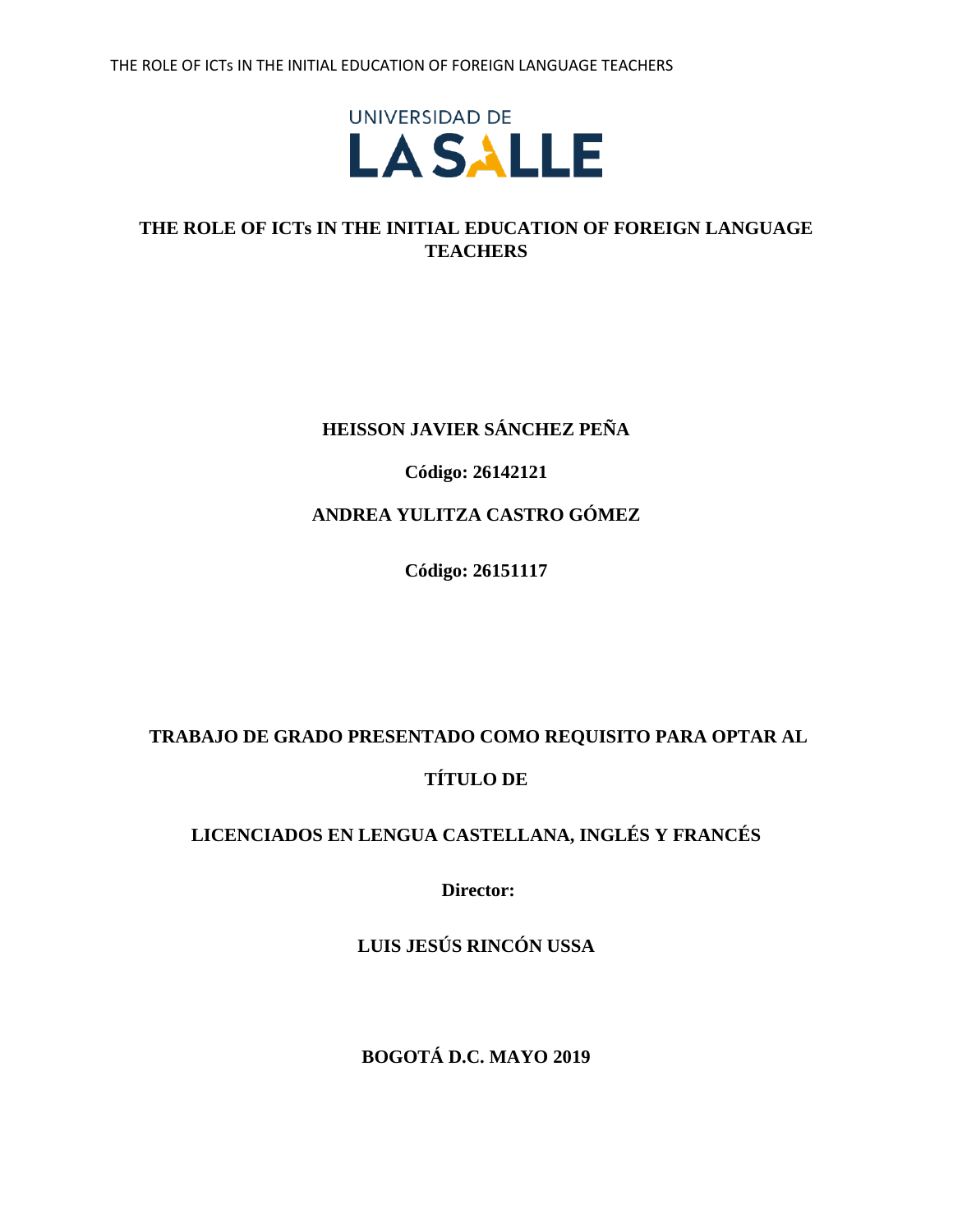**UNIVERSIDAD DE LA SALLE**

# THE ROLE OF ICTs IN THE INITIAL EDUCATION OF FOREIGN LANGUAGE TEACHERS

**HEISSON JAVIER SÁNCHEZ PEÑA**

**Código: 26142121**

**ANDREA YULITZA CASTRO GÓMEZ**

**Código: 26151117**

**TRABAJO DE GRADO PRESENTADO COMO REQUISITO PARA OPTAR AL TÍTULO DE**

**LICENCIADOS EN LENGUA CASTELLANA, INGLÉS Y FRANCÉS**

**Director:**

**LUIS JESÚS RINCÓN USSA**

**BOGOTÁ D.C. MAYO 2019**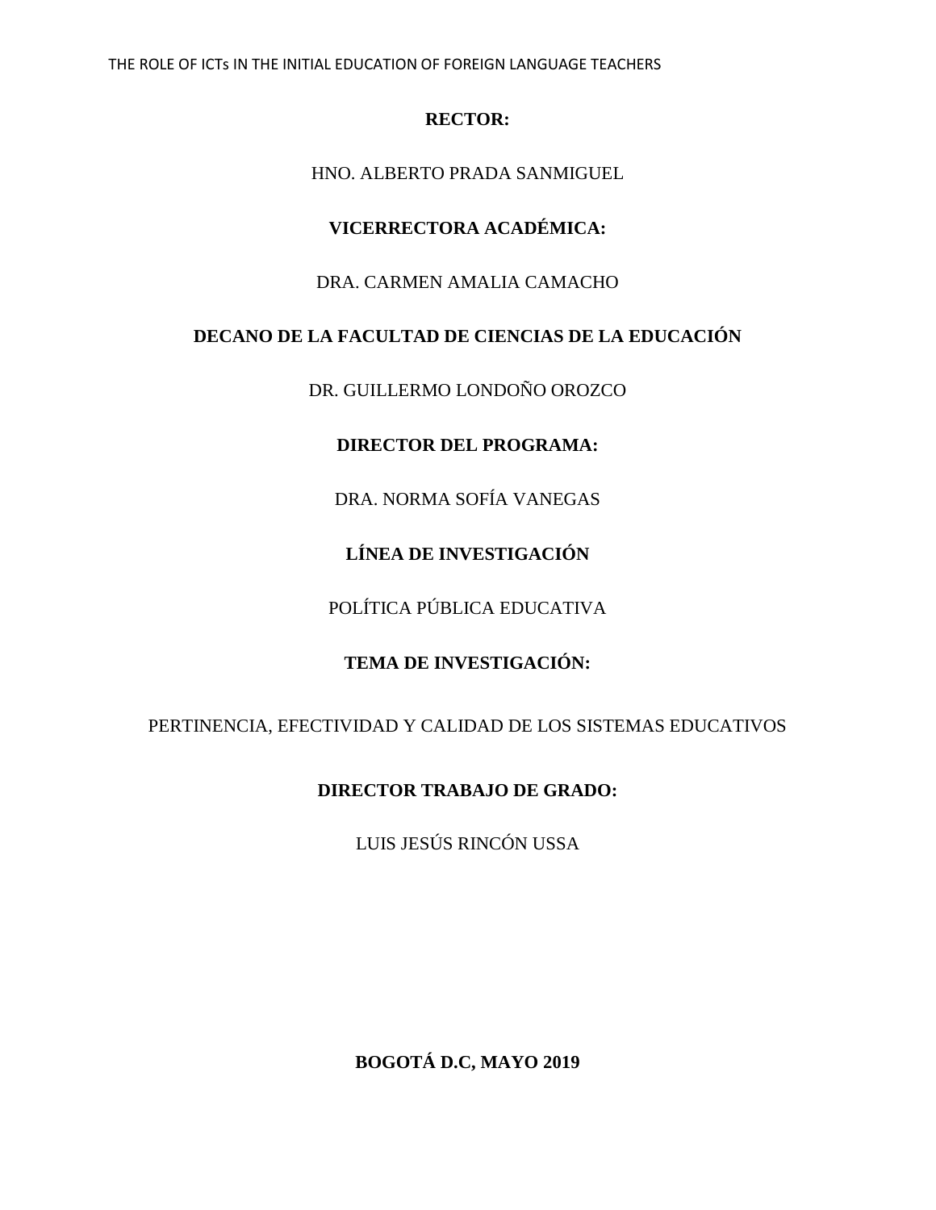**RECTOR:**

HNO. ALBERTO PRADA SANMIGUEL

**VICERRECTORA ACADÉMICA:**

DRA. CARMEN AMALIA CAMACHO

**DECANO DE LA FACULTAD DE CIENCIAS DE LA EDUCACIÓN**

DR. GUILLERMO LONDOÑO OROZCO

**DIRECTOR DEL PROGRAMA:**

DRA. NORMA SOFÍA VANEGAS

**LÍNEA DE INVESTIGACIÓN**

POLÍTICA PÚBLICA EDUCATIVA

**TEMA DE INVESTIGACIÓN:**

PERTINENCIA, EFECTIVIDAD Y CALIDAD DE LOS SISTEMAS EDUCATIVOS

**DIRECTOR TRABAJO DE GRADO:**

LUIS JESÚS RINCÓN USSA

**BOGOTÁ D.C, MAYO 2019**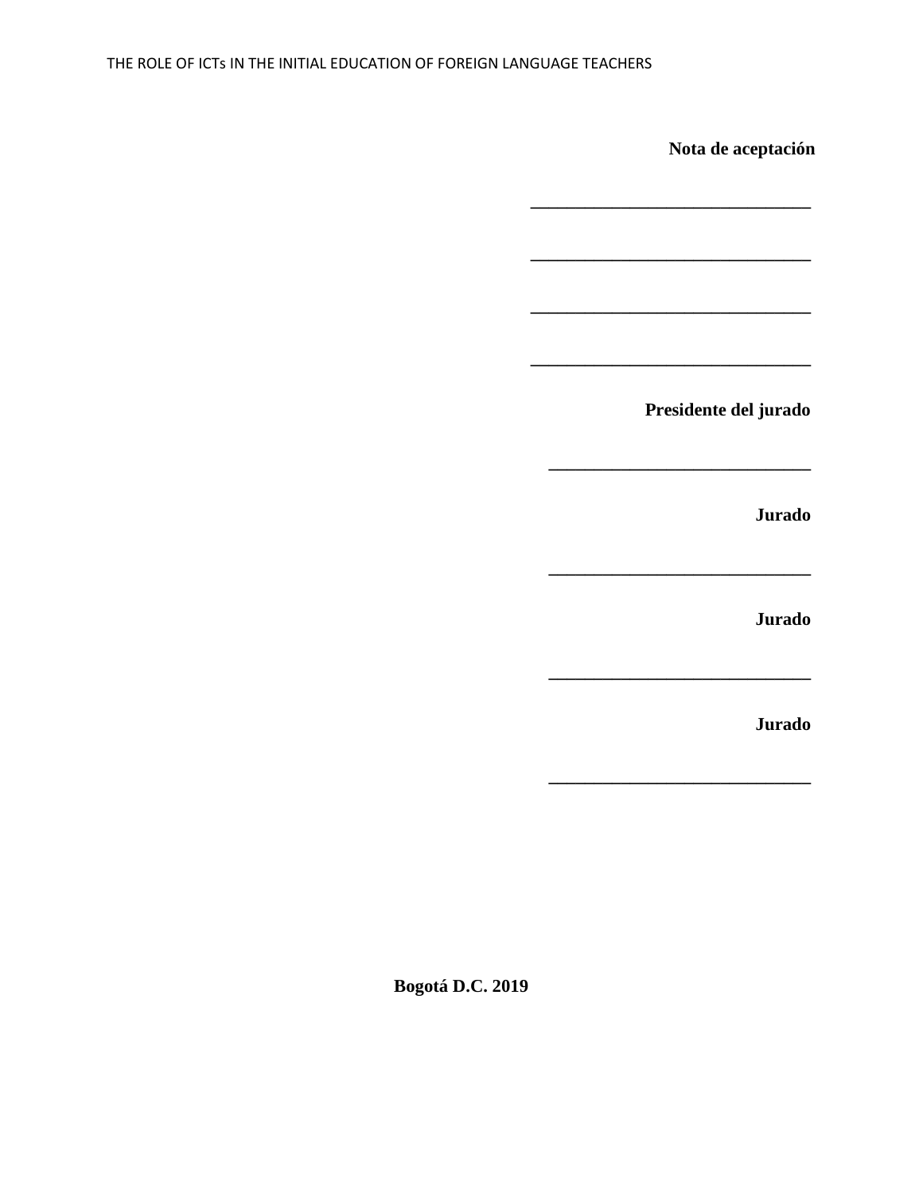**Nota de aceptación**

\_\_\_\_\_\_\_\_\_\_\_\_\_\_\_\_\_\_\_\_\_\_\_\_\_\_\_\_\_\_

\_\_\_\_\_\_\_\_\_\_\_\_\_\_\_\_\_\_\_\_\_\_\_\_\_\_\_\_\_\_

\_\_\_\_\_\_\_\_\_\_\_\_\_\_\_\_\_\_\_\_\_\_\_\_\_\_\_\_\_\_

\_\_\_\_\_\_\_\_\_\_\_\_\_\_\_\_\_\_\_\_\_\_\_\_\_\_\_\_\_\_

**Presidente del jurado**

\_\_\_\_\_\_\_\_\_\_\_\_\_\_\_\_\_\_\_\_\_\_\_\_\_\_\_\_

**Jurado**

\_\_\_\_\_\_\_\_\_\_\_\_\_\_\_\_\_\_\_\_\_\_\_\_\_\_\_\_

**Jurado**

\_\_\_\_\_\_\_\_\_\_\_\_\_\_\_\_\_\_\_\_\_\_\_\_\_\_\_\_

**Jurado**

\_\_\_\_\_\_\_\_\_\_\_\_\_\_\_\_\_\_\_\_\_\_\_\_\_\_\_\_

**Bogotá D.C. 2019**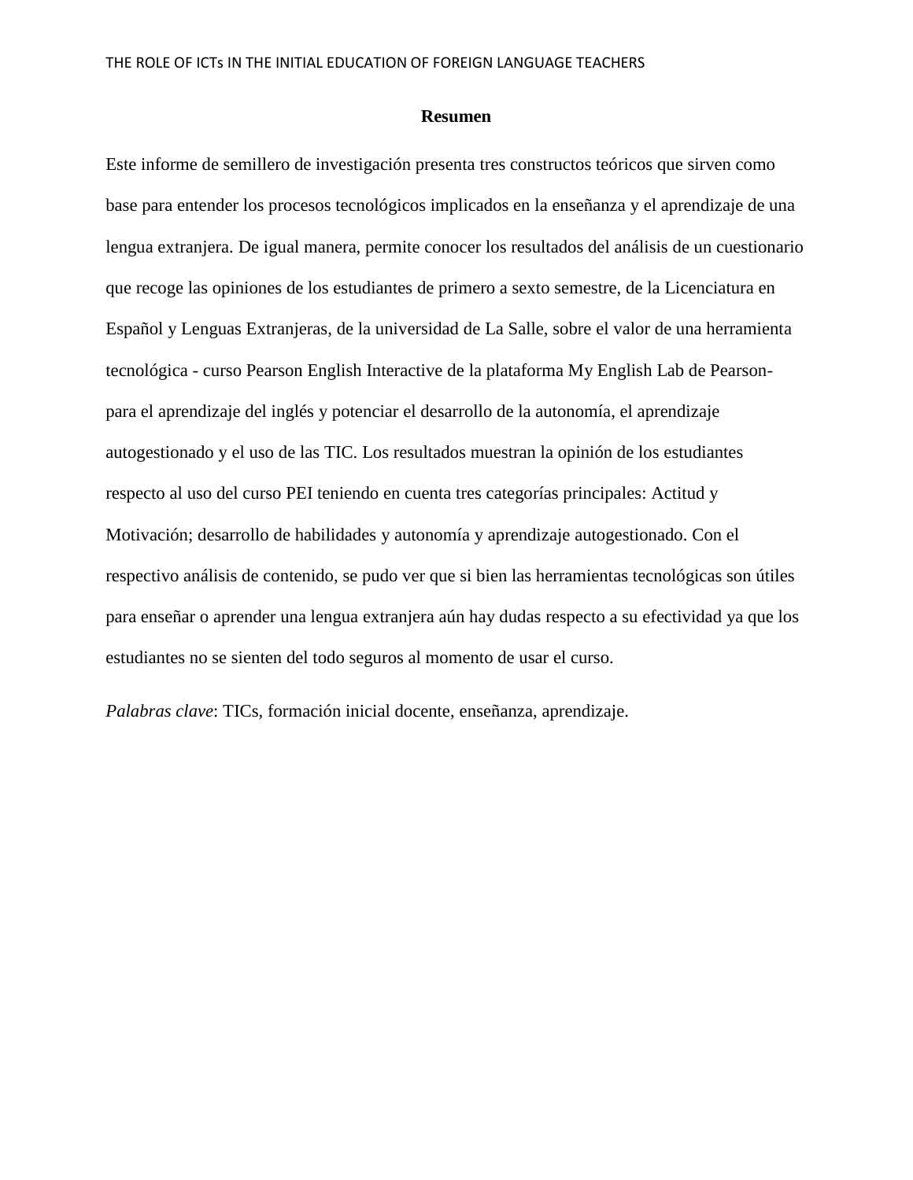# Resumen

Este informe de semillero de investigación presenta tres constructos teóricos que sirven como base para entender los procesos tecnológicos implicados en la enseñanza y el aprendizaje de una lengua extranjera. De igual manera, permite conocer los resultados del análisis de un cuestionario que recoge las opiniones de los estudiantes de primero a sexto semestre, de la Licenciatura en Español y Lenguas Extranjeras, de la universidad de La Salle, sobre el valor de una herramienta tecnológica - curso Pearson English Interactive de la plataforma My English Lab de Pearson- para el aprendizaje del inglés y potenciar el desarrollo de la autonomía, el aprendizaje autogestionado y el uso de las TIC. Los resultados muestran la opinión de los estudiantes respecto al uso del curso PEI teniendo en cuenta tres categorías principales: Actitud y Motivación; desarrollo de habilidades y autonomía y aprendizaje autogestionado. Con el respectivo análisis de contenido, se pudo ver que si bien las herramientas tecnológicas son útiles para enseñar o aprender una lengua extranjera aún hay dudas respecto a su efectividad ya que los estudiantes no se sienten del todo seguros al momento de usar el curso.

*Palabras clave*: TICs, formación inicial docente, enseñanza, aprendizaje.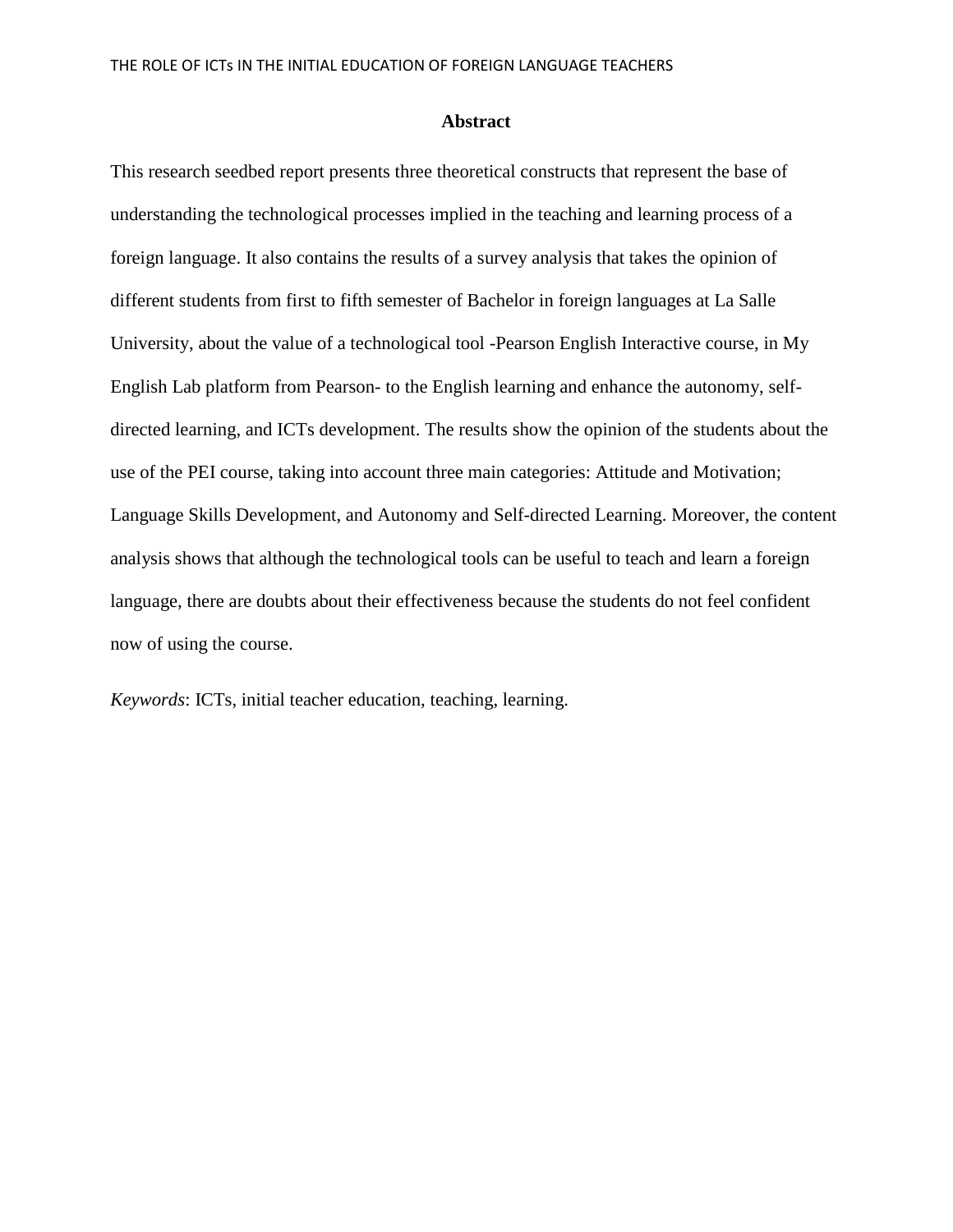## Abstract

This research seedbed report presents three theoretical constructs that represent the base of understanding the technological processes implied in the teaching and learning process of a foreign language. It also contains the results of a survey analysis that takes the opinion of different students from first to fifth semester of Bachelor in foreign languages at La Salle University, about the value of a technological tool -Pearson English Interactive course, in My English Lab platform from Pearson- to the English learning and enhance the autonomy, self-directed learning, and ICTs development. The results show the opinion of the students about the use of the PEI course, taking into account three main categories: Attitude and Motivation; Language Skills Development, and Autonomy and Self-directed Learning. Moreover, the content analysis shows that although the technological tools can be useful to teach and learn a foreign language, there are doubts about their effectiveness because the students do not feel confident now of using the course.

*Keywords*: ICTs, initial teacher education, teaching, learning.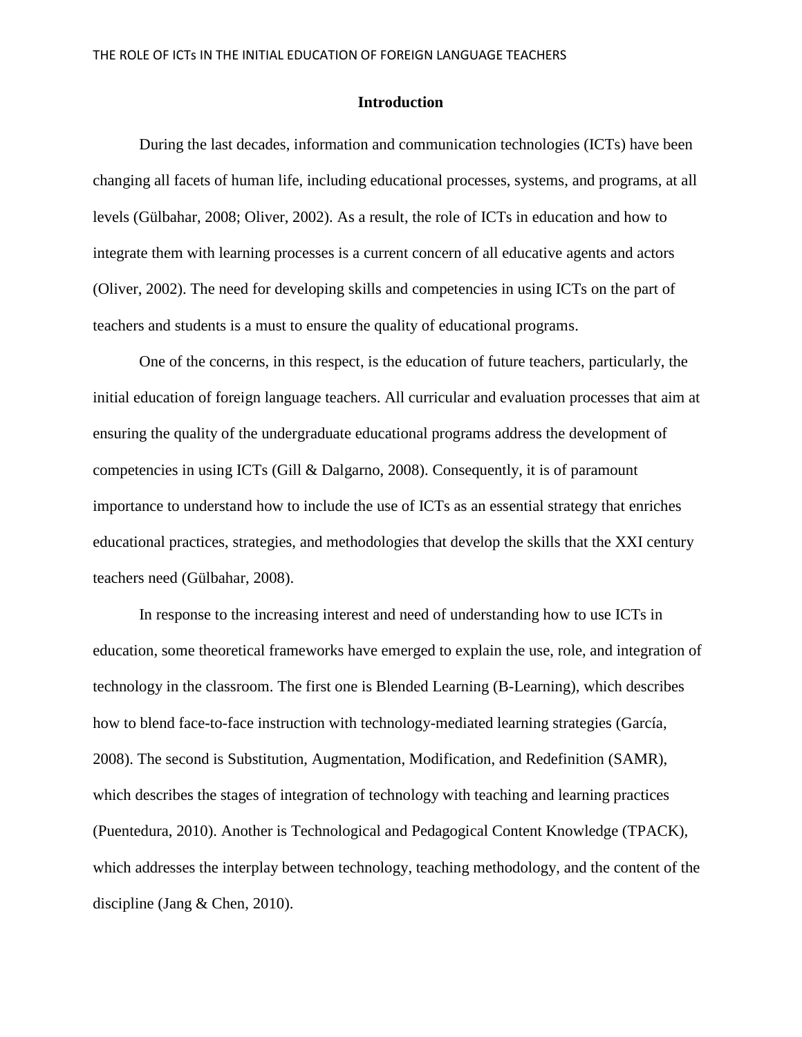## Introduction

During the last decades, information and communication technologies (ICTs) have been changing all facets of human life, including educational processes, systems, and programs, at all levels (Gülbahar, 2008; Oliver, 2002). As a result, the role of ICTs in education and how to integrate them with learning processes is a current concern of all educative agents and actors (Oliver, 2002). The need for developing skills and competencies in using ICTs on the part of teachers and students is a must to ensure the quality of educational programs.

One of the concerns, in this respect, is the education of future teachers, particularly, the initial education of foreign language teachers. All curricular and evaluation processes that aim at ensuring the quality of the undergraduate educational programs address the development of competencies in using ICTs (Gill & Dalgarno, 2008). Consequently, it is of paramount importance to understand how to include the use of ICTs as an essential strategy that enriches educational practices, strategies, and methodologies that develop the skills that the XXI century teachers need (Gülbahar, 2008).

In response to the increasing interest and need of understanding how to use ICTs in education, some theoretical frameworks have emerged to explain the use, role, and integration of technology in the classroom. The first one is Blended Learning (B-Learning), which describes how to blend face-to-face instruction with technology-mediated learning strategies (García, 2008). The second is Substitution, Augmentation, Modification, and Redefinition (SAMR), which describes the stages of integration of technology with teaching and learning practices (Puentedura, 2010). Another is Technological and Pedagogical Content Knowledge (TPACK), which addresses the interplay between technology, teaching methodology, and the content of the discipline (Jang & Chen, 2010).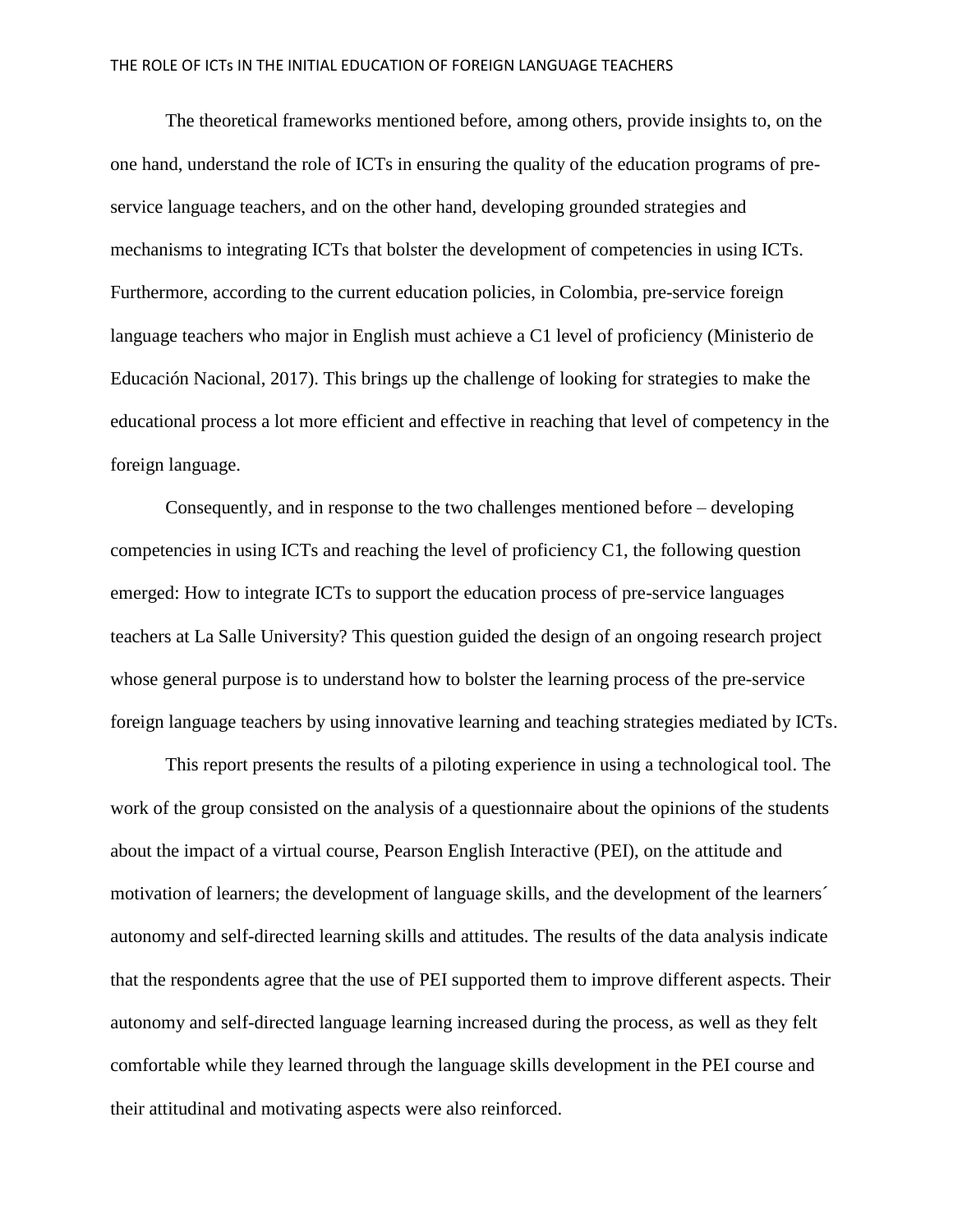The theoretical frameworks mentioned before, among others, provide insights to, on the one hand, understand the role of ICTs in ensuring the quality of the education programs of pre-service language teachers, and on the other hand, developing grounded strategies and mechanisms to integrating ICTs that bolster the development of competencies in using ICTs. Furthermore, according to the current education policies, in Colombia, pre-service foreign language teachers who major in English must achieve a C1 level of proficiency (Ministerio de Educación Nacional, 2017). This brings up the challenge of looking for strategies to make the educational process a lot more efficient and effective in reaching that level of competency in the foreign language.

Consequently, and in response to the two challenges mentioned before – developing competencies in using ICTs and reaching the level of proficiency C1, the following question emerged: How to integrate ICTs to support the education process of pre-service languages teachers at La Salle University? This question guided the design of an ongoing research project whose general purpose is to understand how to bolster the learning process of the pre-service foreign language teachers by using innovative learning and teaching strategies mediated by ICTs.

This report presents the results of a piloting experience in using a technological tool. The work of the group consisted on the analysis of a questionnaire about the opinions of the students about the impact of a virtual course, Pearson English Interactive (PEI), on the attitude and motivation of learners; the development of language skills, and the development of the learners´ autonomy and self-directed learning skills and attitudes. The results of the data analysis indicate that the respondents agree that the use of PEI supported them to improve different aspects. Their autonomy and self-directed language learning increased during the process, as well as they felt comfortable while they learned through the language skills development in the PEI course and their attitudinal and motivating aspects were also reinforced.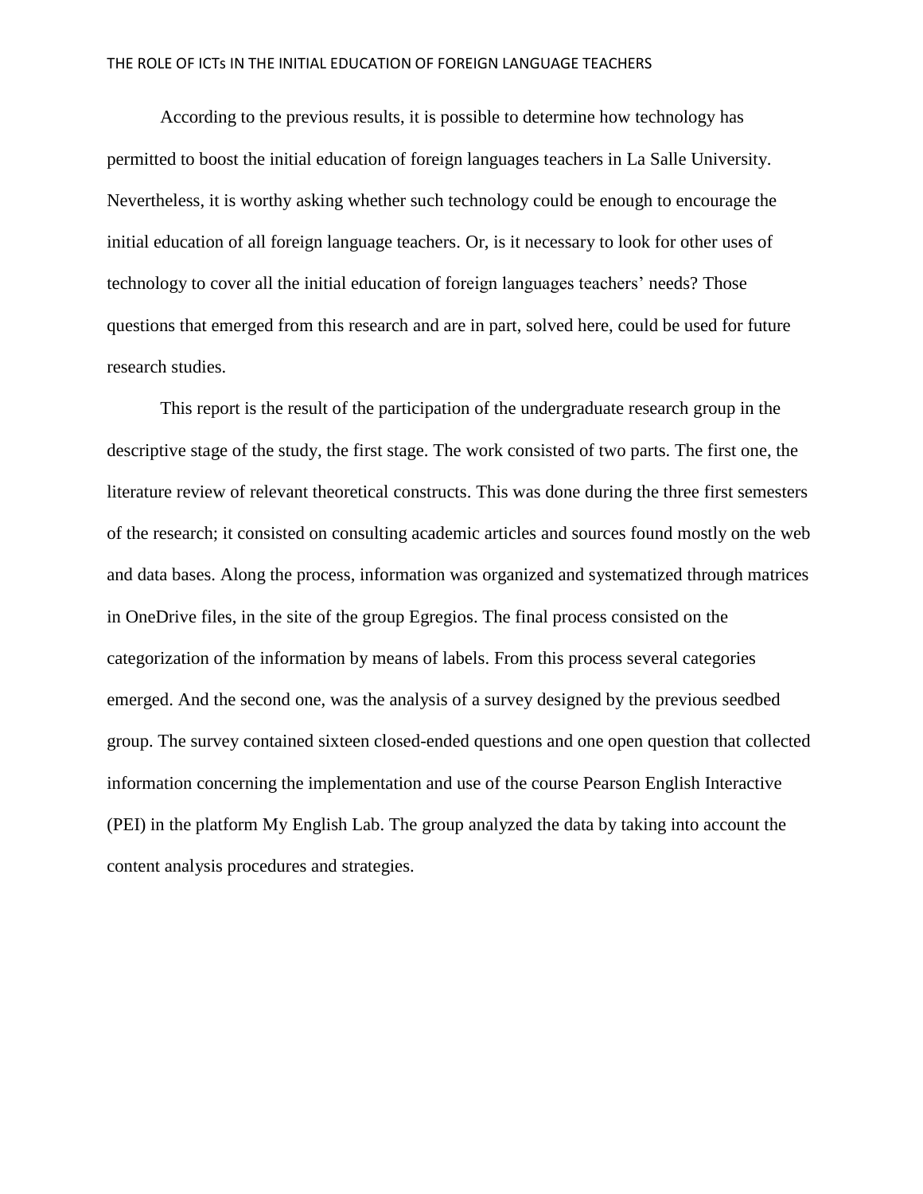According to the previous results, it is possible to determine how technology has permitted to boost the initial education of foreign languages teachers in La Salle University. Nevertheless, it is worthy asking whether such technology could be enough to encourage the initial education of all foreign language teachers. Or, is it necessary to look for other uses of technology to cover all the initial education of foreign languages teachers' needs? Those questions that emerged from this research and are in part, solved here, could be used for future research studies.

This report is the result of the participation of the undergraduate research group in the descriptive stage of the study, the first stage. The work consisted of two parts. The first one, the literature review of relevant theoretical constructs. This was done during the three first semesters of the research; it consisted on consulting academic articles and sources found mostly on the web and data bases. Along the process, information was organized and systematized through matrices in OneDrive files, in the site of the group Egregios. The final process consisted on the categorization of the information by means of labels. From this process several categories emerged. And the second one, was the analysis of a survey designed by the previous seedbed group. The survey contained sixteen closed-ended questions and one open question that collected information concerning the implementation and use of the course Pearson English Interactive (PEI) in the platform My English Lab. The group analyzed the data by taking into account the content analysis procedures and strategies.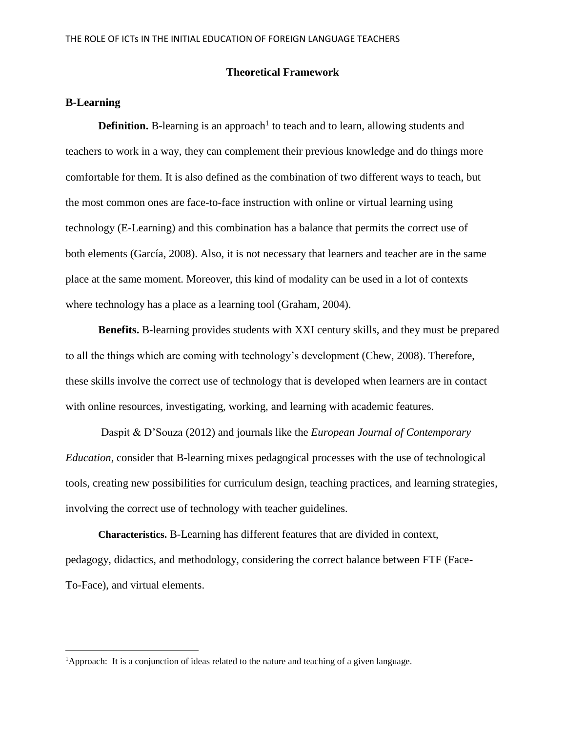## Theoretical Framework

### B-Learning

**Definition.** B-learning is an approach[1] to teach and to learn, allowing students and teachers to work in a way, they can complement their previous knowledge and do things more comfortable for them. It is also defined as the combination of two different ways to teach, but the most common ones are face-to-face instruction with online or virtual learning using technology (E-Learning) and this combination has a balance that permits the correct use of both elements (García, 2008). Also, it is not necessary that learners and teacher are in the same place at the same moment. Moreover, this kind of modality can be used in a lot of contexts where technology has a place as a learning tool (Graham, 2004).

**Benefits.** B-learning provides students with XXI century skills, and they must be prepared to all the things which are coming with technology's development (Chew, 2008). Therefore, these skills involve the correct use of technology that is developed when learners are in contact with online resources, investigating, working, and learning with academic features.

Daspit & D'Souza (2012) and journals like the *European Journal of Contemporary Education*, consider that B-learning mixes pedagogical processes with the use of technological tools, creating new possibilities for curriculum design, teaching practices, and learning strategies, involving the correct use of technology with teacher guidelines.

**Characteristics.** B-Learning has different features that are divided in context, pedagogy, didactics, and methodology, considering the correct balance between FTF (Face-To-Face), and virtual elements.

---

[1]Approach: It is a conjunction of ideas related to the nature and teaching of a given language.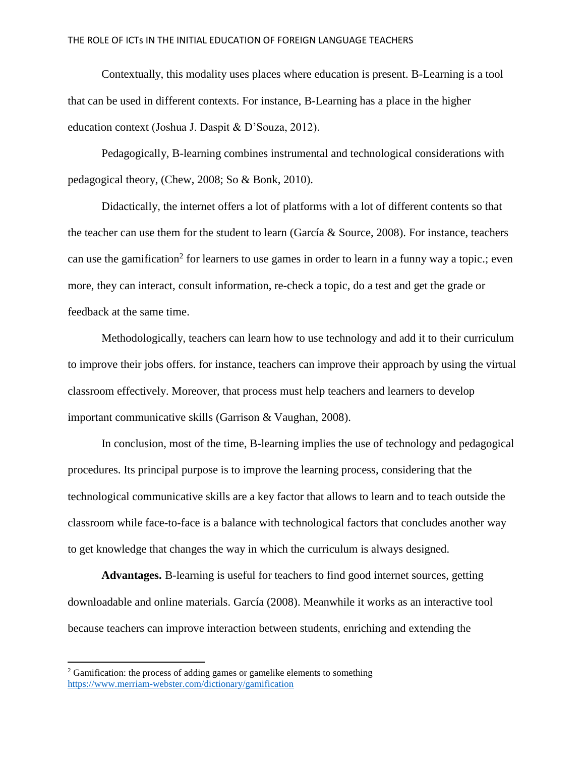Contextually, this modality uses places where education is present. B-Learning is a tool that can be used in different contexts. For instance, B-Learning has a place in the higher education context (Joshua J. Daspit & D'Souza, 2012).

Pedagogically, B-learning combines instrumental and technological considerations with pedagogical theory, (Chew, 2008; So & Bonk, 2010).

Didactically, the internet offers a lot of platforms with a lot of different contents so that the teacher can use them for the student to learn (García & Source, 2008). For instance, teachers can use the gamification[2] for learners to use games in order to learn in a funny way a topic.; even more, they can interact, consult information, re-check a topic, do a test and get the grade or feedback at the same time.

Methodologically, teachers can learn how to use technology and add it to their curriculum to improve their jobs offers. for instance, teachers can improve their approach by using the virtual classroom effectively. Moreover, that process must help teachers and learners to develop important communicative skills (Garrison & Vaughan, 2008).

In conclusion, most of the time, B-learning implies the use of technology and pedagogical procedures. Its principal purpose is to improve the learning process, considering that the technological communicative skills are a key factor that allows to learn and to teach outside the classroom while face-to-face is a balance with technological factors that concludes another way to get knowledge that changes the way in which the curriculum is always designed.

**Advantages.** B-learning is useful for teachers to find good internet sources, getting downloadable and online materials. García (2008). Meanwhile it works as an interactive tool because teachers can improve interaction between students, enriching and extending the

---

[2] Gamification: the process of adding games or gamelike elements to something https://www.merriam-webster.com/dictionary/gamification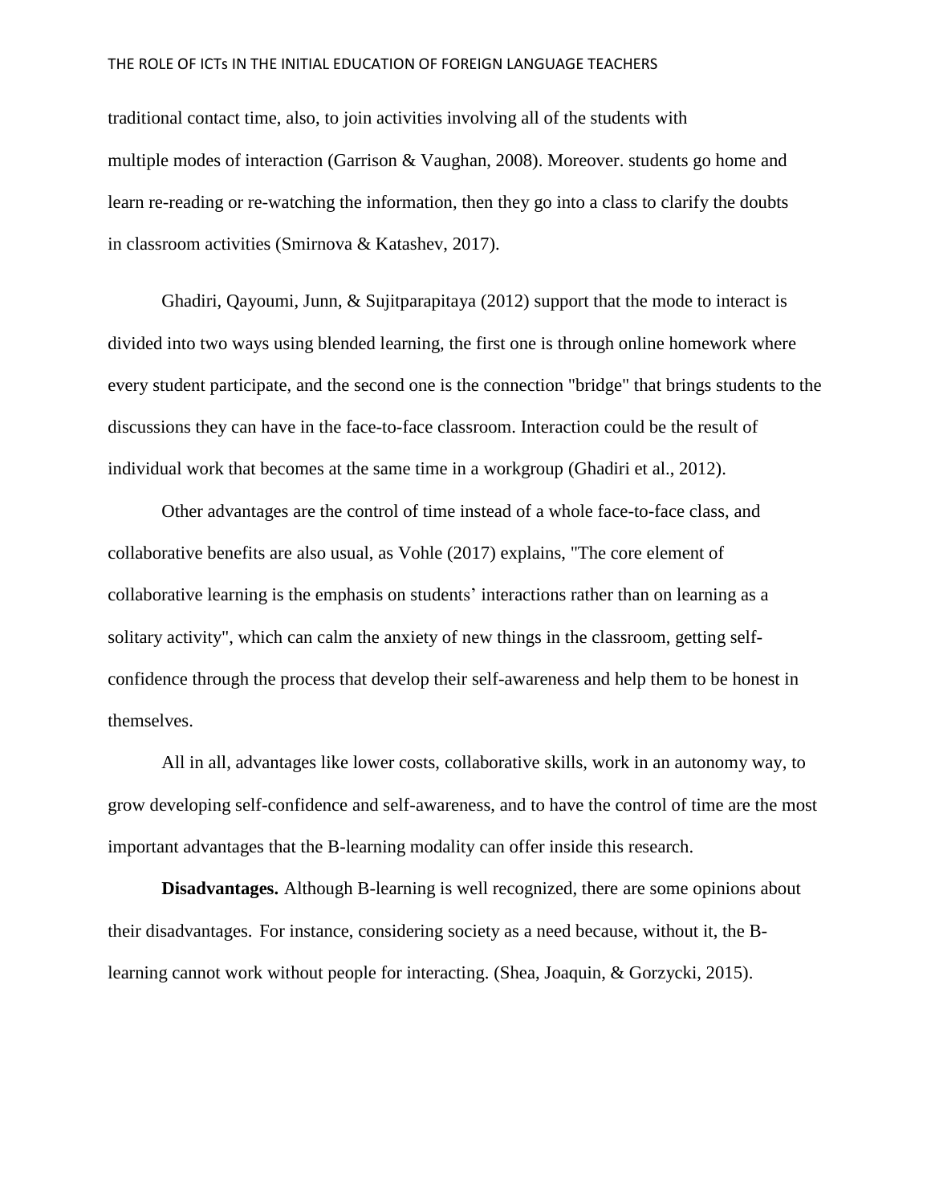traditional contact time, also, to join activities involving all of the students with multiple modes of interaction (Garrison & Vaughan, 2008). Moreover. students go home and learn re-reading or re-watching the information, then they go into a class to clarify the doubts in classroom activities (Smirnova & Katashev, 2017).

Ghadiri, Qayoumi, Junn, & Sujitparapitaya (2012) support that the mode to interact is divided into two ways using blended learning, the first one is through online homework where every student participate, and the second one is the connection "bridge" that brings students to the discussions they can have in the face-to-face classroom. Interaction could be the result of individual work that becomes at the same time in a workgroup (Ghadiri et al., 2012).

Other advantages are the control of time instead of a whole face-to-face class, and collaborative benefits are also usual, as Vohle (2017) explains, "The core element of collaborative learning is the emphasis on students' interactions rather than on learning as a solitary activity", which can calm the anxiety of new things in the classroom, getting self-confidence through the process that develop their self-awareness and help them to be honest in themselves.

All in all, advantages like lower costs, collaborative skills, work in an autonomy way, to grow developing self-confidence and self-awareness, and to have the control of time are the most important advantages that the B-learning modality can offer inside this research.

**Disadvantages.** Although B-learning is well recognized, there are some opinions about their disadvantages. For instance, considering society as a need because, without it, the B-learning cannot work without people for interacting. (Shea, Joaquin, & Gorzycki, 2015).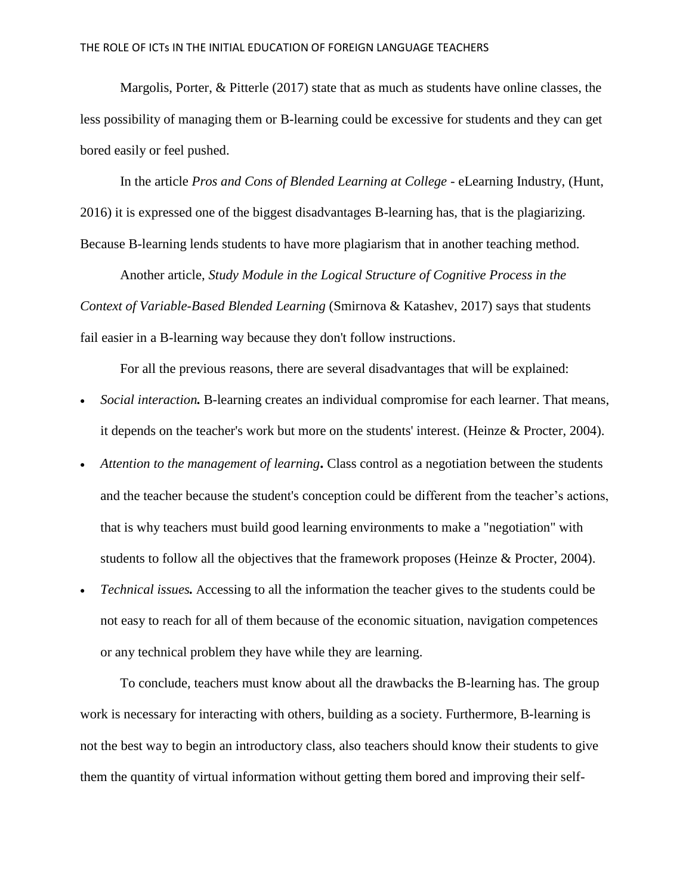Margolis, Porter, & Pitterle (2017) state that as much as students have online classes, the less possibility of managing them or B-learning could be excessive for students and they can get bored easily or feel pushed.

In the article *Pros and Cons of Blended Learning at College* - eLearning Industry, (Hunt, 2016) it is expressed one of the biggest disadvantages B-learning has, that is the plagiarizing. Because B-learning lends students to have more plagiarism that in another teaching method.

Another article, *Study Module in the Logical Structure of Cognitive Process in the Context of Variable-Based Blended Learning* (Smirnova & Katashev, 2017) says that students fail easier in a B-learning way because they don't follow instructions.

For all the previous reasons, there are several disadvantages that will be explained:

- ***Social interaction.*** B-learning creates an individual compromise for each learner. That means, it depends on the teacher's work but more on the students' interest. (Heinze & Procter, 2004).
- ***Attention to the management of learning*.** Class control as a negotiation between the students and the teacher because the student's conception could be different from the teacher's actions, that is why teachers must build good learning environments to make a "negotiation" with students to follow all the objectives that the framework proposes (Heinze & Procter, 2004).
- ***Technical issues.*** Accessing to all the information the teacher gives to the students could be not easy to reach for all of them because of the economic situation, navigation competences or any technical problem they have while they are learning.

To conclude, teachers must know about all the drawbacks the B-learning has. The group work is necessary for interacting with others, building as a society. Furthermore, B-learning is not the best way to begin an introductory class, also teachers should know their students to give them the quantity of virtual information without getting them bored and improving their self-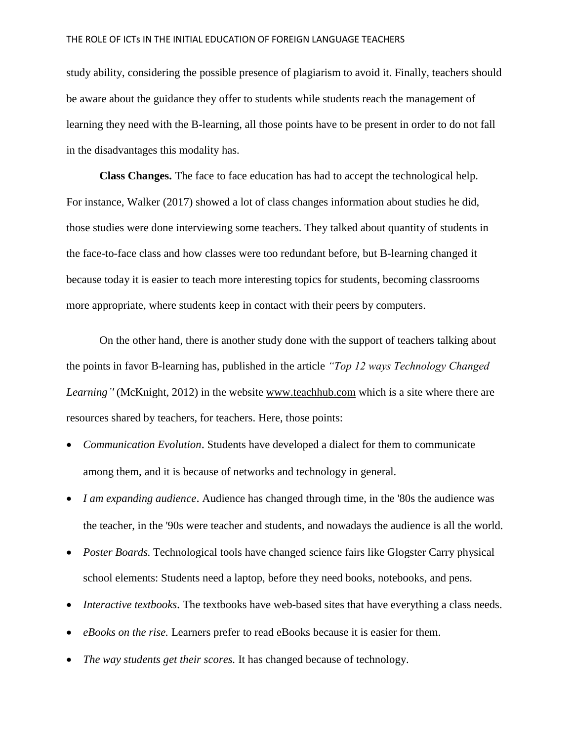study ability, considering the possible presence of plagiarism to avoid it. Finally, teachers should be aware about the guidance they offer to students while students reach the management of learning they need with the B-learning, all those points have to be present in order to do not fall in the disadvantages this modality has.

**Class Changes.** The face to face education has had to accept the technological help. For instance, Walker (2017) showed a lot of class changes information about studies he did, those studies were done interviewing some teachers. They talked about quantity of students in the face-to-face class and how classes were too redundant before, but B-learning changed it because today it is easier to teach more interesting topics for students, becoming classrooms more appropriate, where students keep in contact with their peers by computers.

On the other hand, there is another study done with the support of teachers talking about the points in favor B-learning has, published in the article *"Top 12 ways Technology Changed Learning"* (McKnight, 2012) in the website www.teachhub.com which is a site where there are resources shared by teachers, for teachers. Here, those points:

- *Communication Evolution*. Students have developed a dialect for them to communicate among them, and it is because of networks and technology in general.
- *I am expanding audience*. Audience has changed through time, in the '80s the audience was the teacher, in the '90s were teacher and students, and nowadays the audience is all the world.
- *Poster Boards.* Technological tools have changed science fairs like Glogster Carry physical school elements: Students need a laptop, before they need books, notebooks, and pens.
- *Interactive textbooks*. The textbooks have web-based sites that have everything a class needs.
- *eBooks on the rise.* Learners prefer to read eBooks because it is easier for them.
- *The way students get their scores.* It has changed because of technology.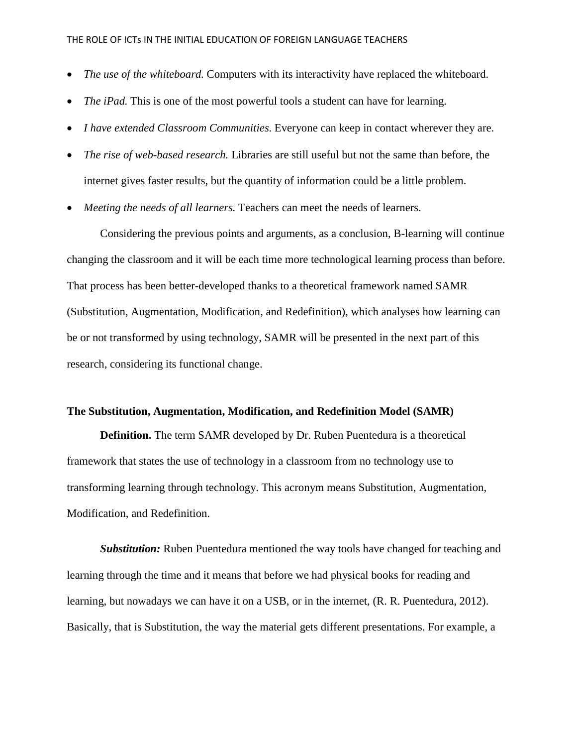- *The use of the whiteboard.* Computers with its interactivity have replaced the whiteboard.
- *The iPad.* This is one of the most powerful tools a student can have for learning.
- *I have extended Classroom Communities.* Everyone can keep in contact wherever they are.
- *The rise of web-based research.* Libraries are still useful but not the same than before, the internet gives faster results, but the quantity of information could be a little problem.
- *Meeting the needs of all learners.* Teachers can meet the needs of learners.

Considering the previous points and arguments, as a conclusion, B-learning will continue changing the classroom and it will be each time more technological learning process than before. That process has been better-developed thanks to a theoretical framework named SAMR (Substitution, Augmentation, Modification, and Redefinition), which analyses how learning can be or not transformed by using technology, SAMR will be presented in the next part of this research, considering its functional change.

**The Substitution, Augmentation, Modification, and Redefinition Model (SAMR)**

**Definition.** The term SAMR developed by Dr. Ruben Puentedura is a theoretical framework that states the use of technology in a classroom from no technology use to transforming learning through technology. This acronym means Substitution, Augmentation, Modification, and Redefinition.

***Substitution:*** Ruben Puentedura mentioned the way tools have changed for teaching and learning through the time and it means that before we had physical books for reading and learning, but nowadays we can have it on a USB, or in the internet, (R. R. Puentedura, 2012). Basically, that is Substitution, the way the material gets different presentations. For example, a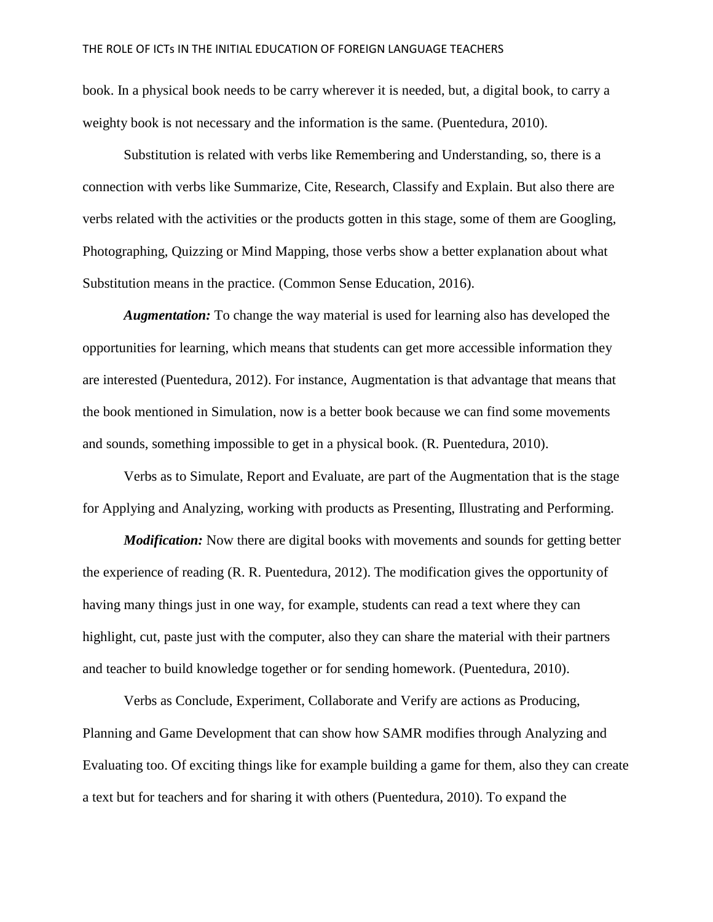book. In a physical book needs to be carry wherever it is needed, but, a digital book, to carry a weighty book is not necessary and the information is the same. (Puentedura, 2010).

Substitution is related with verbs like Remembering and Understanding, so, there is a connection with verbs like Summarize, Cite, Research, Classify and Explain. But also there are verbs related with the activities or the products gotten in this stage, some of them are Googling, Photographing, Quizzing or Mind Mapping, those verbs show a better explanation about what Substitution means in the practice. (Common Sense Education, 2016).

***Augmentation:*** To change the way material is used for learning also has developed the opportunities for learning, which means that students can get more accessible information they are interested (Puentedura, 2012). For instance, Augmentation is that advantage that means that the book mentioned in Simulation, now is a better book because we can find some movements and sounds, something impossible to get in a physical book. (R. Puentedura, 2010).

Verbs as to Simulate, Report and Evaluate, are part of the Augmentation that is the stage for Applying and Analyzing, working with products as Presenting, Illustrating and Performing.

***Modification:*** Now there are digital books with movements and sounds for getting better the experience of reading (R. R. Puentedura, 2012). The modification gives the opportunity of having many things just in one way, for example, students can read a text where they can highlight, cut, paste just with the computer, also they can share the material with their partners and teacher to build knowledge together or for sending homework. (Puentedura, 2010).

Verbs as Conclude, Experiment, Collaborate and Verify are actions as Producing, Planning and Game Development that can show how SAMR modifies through Analyzing and Evaluating too. Of exciting things like for example building a game for them, also they can create a text but for teachers and for sharing it with others (Puentedura, 2010). To expand the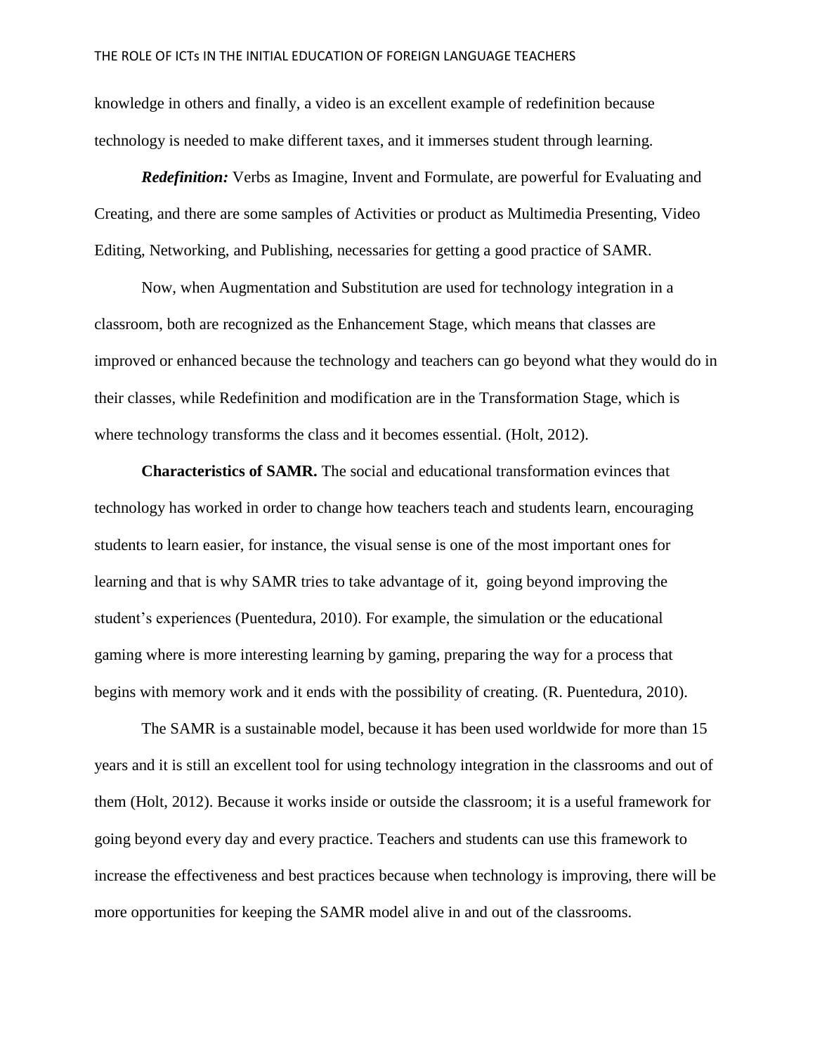knowledge in others and finally, a video is an excellent example of redefinition because technology is needed to make different taxes, and it immerses student through learning.

***Redefinition:*** Verbs as Imagine, Invent and Formulate, are powerful for Evaluating and Creating, and there are some samples of Activities or product as Multimedia Presenting, Video Editing, Networking, and Publishing, necessaries for getting a good practice of SAMR.

Now, when Augmentation and Substitution are used for technology integration in a classroom, both are recognized as the Enhancement Stage, which means that classes are improved or enhanced because the technology and teachers can go beyond what they would do in their classes, while Redefinition and modification are in the Transformation Stage, which is where technology transforms the class and it becomes essential. (Holt, 2012).

**Characteristics of SAMR.** The social and educational transformation evinces that technology has worked in order to change how teachers teach and students learn, encouraging students to learn easier, for instance, the visual sense is one of the most important ones for learning and that is why SAMR tries to take advantage of it, going beyond improving the student's experiences (Puentedura, 2010). For example, the simulation or the educational gaming where is more interesting learning by gaming, preparing the way for a process that begins with memory work and it ends with the possibility of creating. (R. Puentedura, 2010).

The SAMR is a sustainable model, because it has been used worldwide for more than 15 years and it is still an excellent tool for using technology integration in the classrooms and out of them (Holt, 2012). Because it works inside or outside the classroom; it is a useful framework for going beyond every day and every practice. Teachers and students can use this framework to increase the effectiveness and best practices because when technology is improving, there will be more opportunities for keeping the SAMR model alive in and out of the classrooms.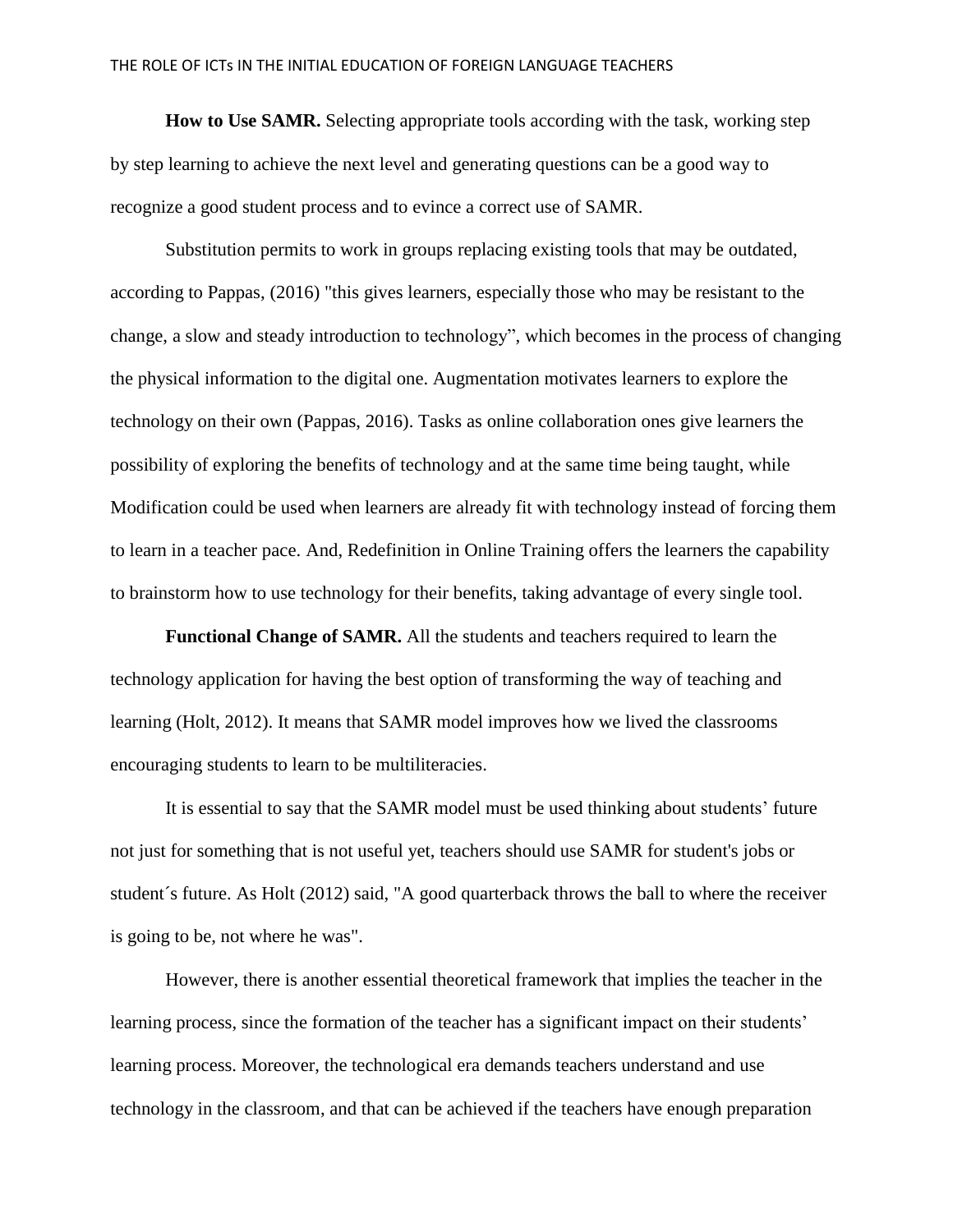**How to Use SAMR.** Selecting appropriate tools according with the task, working step by step learning to achieve the next level and generating questions can be a good way to recognize a good student process and to evince a correct use of SAMR.

Substitution permits to work in groups replacing existing tools that may be outdated, according to Pappas, (2016) "this gives learners, especially those who may be resistant to the change, a slow and steady introduction to technology", which becomes in the process of changing the physical information to the digital one. Augmentation motivates learners to explore the technology on their own (Pappas, 2016). Tasks as online collaboration ones give learners the possibility of exploring the benefits of technology and at the same time being taught, while Modification could be used when learners are already fit with technology instead of forcing them to learn in a teacher pace. And, Redefinition in Online Training offers the learners the capability to brainstorm how to use technology for their benefits, taking advantage of every single tool.

**Functional Change of SAMR.** All the students and teachers required to learn the technology application for having the best option of transforming the way of teaching and learning (Holt, 2012). It means that SAMR model improves how we lived the classrooms encouraging students to learn to be multiliteracies.

It is essential to say that the SAMR model must be used thinking about students' future not just for something that is not useful yet, teachers should use SAMR for student's jobs or student´s future. As Holt (2012) said, "A good quarterback throws the ball to where the receiver is going to be, not where he was".

However, there is another essential theoretical framework that implies the teacher in the learning process, since the formation of the teacher has a significant impact on their students' learning process. Moreover, the technological era demands teachers understand and use technology in the classroom, and that can be achieved if the teachers have enough preparation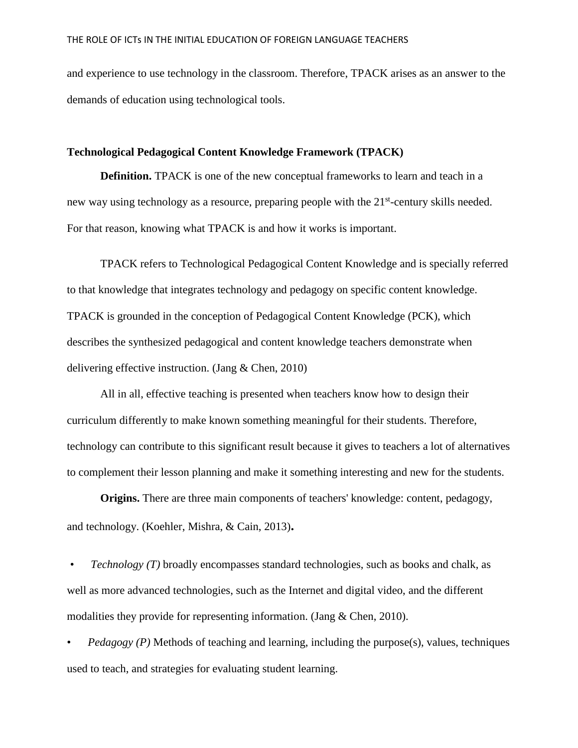and experience to use technology in the classroom. Therefore, TPACK arises as an answer to the demands of education using technological tools.

## Technological Pedagogical Content Knowledge Framework (TPACK)

**Definition.** TPACK is one of the new conceptual frameworks to learn and teach in a new way using technology as a resource, preparing people with the 21st-century skills needed. For that reason, knowing what TPACK is and how it works is important.

TPACK refers to Technological Pedagogical Content Knowledge and is specially referred to that knowledge that integrates technology and pedagogy on specific content knowledge. TPACK is grounded in the conception of Pedagogical Content Knowledge (PCK), which describes the synthesized pedagogical and content knowledge teachers demonstrate when delivering effective instruction. (Jang & Chen, 2010)

All in all, effective teaching is presented when teachers know how to design their curriculum differently to make known something meaningful for their students. Therefore, technology can contribute to this significant result because it gives to teachers a lot of alternatives to complement their lesson planning and make it something interesting and new for the students.

**Origins.** There are three main components of teachers' knowledge: content, pedagogy, and technology. (Koehler, Mishra, & Cain, 2013)**.**

- *Technology (T)* broadly encompasses standard technologies, such as books and chalk, as well as more advanced technologies, such as the Internet and digital video, and the different modalities they provide for representing information. (Jang & Chen, 2010).
- *Pedagogy (P)* Methods of teaching and learning, including the purpose(s), values, techniques used to teach, and strategies for evaluating student learning.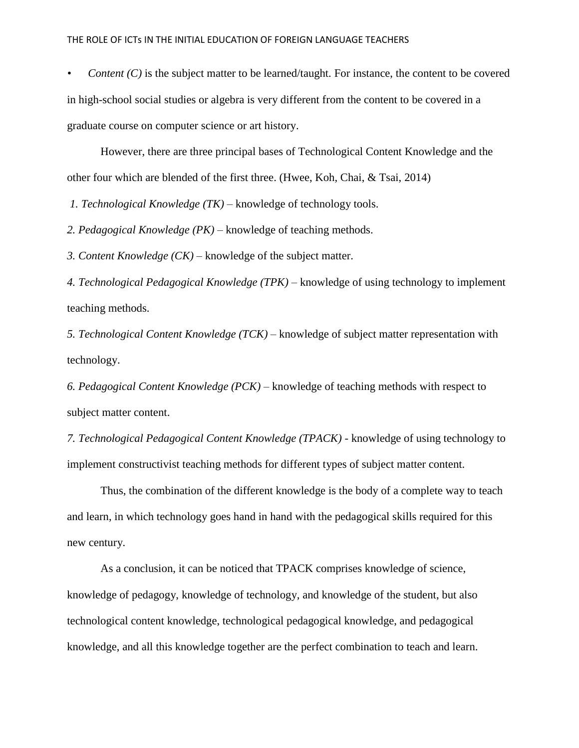- *Content (C)* is the subject matter to be learned/taught. For instance, the content to be covered in high-school social studies or algebra is very different from the content to be covered in a graduate course on computer science or art history.

However, there are three principal bases of Technological Content Knowledge and the other four which are blended of the first three. (Hwee, Koh, Chai, & Tsai, 2014)

*1. Technological Knowledge (TK)* – knowledge of technology tools.

*2. Pedagogical Knowledge (PK)* – knowledge of teaching methods.

*3. Content Knowledge (CK)* – knowledge of the subject matter.

*4. Technological Pedagogical Knowledge (TPK)* – knowledge of using technology to implement teaching methods.

*5. Technological Content Knowledge (TCK)* – knowledge of subject matter representation with technology.

*6. Pedagogical Content Knowledge (PCK)* – knowledge of teaching methods with respect to subject matter content.

*7. Technological Pedagogical Content Knowledge (TPACK)* - knowledge of using technology to implement constructivist teaching methods for different types of subject matter content.

Thus, the combination of the different knowledge is the body of a complete way to teach and learn, in which technology goes hand in hand with the pedagogical skills required for this new century.

As a conclusion, it can be noticed that TPACK comprises knowledge of science, knowledge of pedagogy, knowledge of technology, and knowledge of the student, but also technological content knowledge, technological pedagogical knowledge, and pedagogical knowledge, and all this knowledge together are the perfect combination to teach and learn.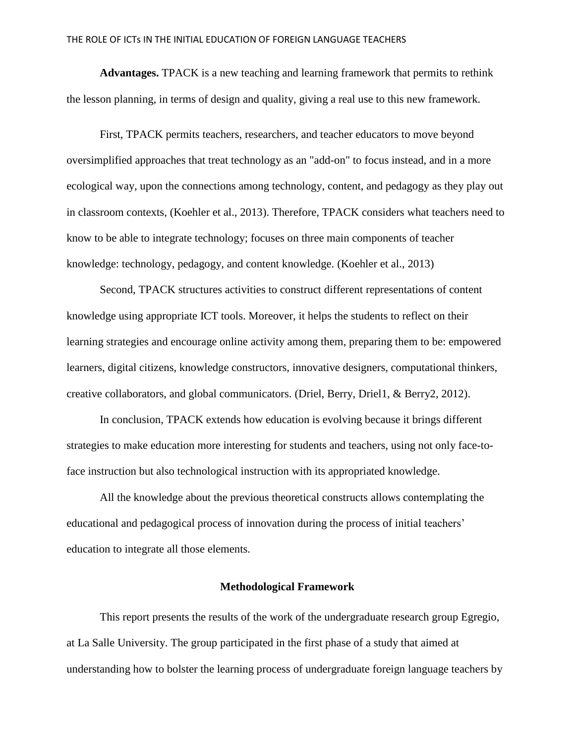**Advantages.** TPACK is a new teaching and learning framework that permits to rethink the lesson planning, in terms of design and quality, giving a real use to this new framework.

First, TPACK permits teachers, researchers, and teacher educators to move beyond oversimplified approaches that treat technology as an "add-on" to focus instead, and in a more ecological way, upon the connections among technology, content, and pedagogy as they play out in classroom contexts, (Koehler et al., 2013). Therefore, TPACK considers what teachers need to know to be able to integrate technology; focuses on three main components of teacher knowledge: technology, pedagogy, and content knowledge. (Koehler et al., 2013)

Second, TPACK structures activities to construct different representations of content knowledge using appropriate ICT tools. Moreover, it helps the students to reflect on their learning strategies and encourage online activity among them, preparing them to be: empowered learners, digital citizens, knowledge constructors, innovative designers, computational thinkers, creative collaborators, and global communicators. (Driel, Berry, Driel1, & Berry2, 2012).

In conclusion, TPACK extends how education is evolving because it brings different strategies to make education more interesting for students and teachers, using not only face-to-face instruction but also technological instruction with its appropriated knowledge.

All the knowledge about the previous theoretical constructs allows contemplating the educational and pedagogical process of innovation during the process of initial teachers' education to integrate all those elements.

## Methodological Framework

This report presents the results of the work of the undergraduate research group Egregio, at La Salle University. The group participated in the first phase of a study that aimed at understanding how to bolster the learning process of undergraduate foreign language teachers by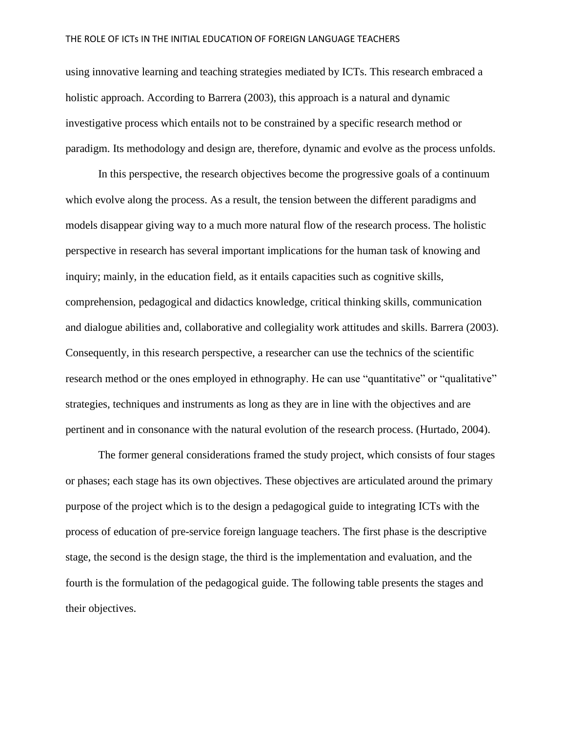using innovative learning and teaching strategies mediated by ICTs. This research embraced a holistic approach. According to Barrera (2003), this approach is a natural and dynamic investigative process which entails not to be constrained by a specific research method or paradigm. Its methodology and design are, therefore, dynamic and evolve as the process unfolds.

In this perspective, the research objectives become the progressive goals of a continuum which evolve along the process. As a result, the tension between the different paradigms and models disappear giving way to a much more natural flow of the research process. The holistic perspective in research has several important implications for the human task of knowing and inquiry; mainly, in the education field, as it entails capacities such as cognitive skills, comprehension, pedagogical and didactics knowledge, critical thinking skills, communication and dialogue abilities and, collaborative and collegiality work attitudes and skills. Barrera (2003). Consequently, in this research perspective, a researcher can use the technics of the scientific research method or the ones employed in ethnography. He can use "quantitative" or "qualitative" strategies, techniques and instruments as long as they are in line with the objectives and are pertinent and in consonance with the natural evolution of the research process. (Hurtado, 2004).

The former general considerations framed the study project, which consists of four stages or phases; each stage has its own objectives. These objectives are articulated around the primary purpose of the project which is to the design a pedagogical guide to integrating ICTs with the process of education of pre-service foreign language teachers. The first phase is the descriptive stage, the second is the design stage, the third is the implementation and evaluation, and the fourth is the formulation of the pedagogical guide. The following table presents the stages and their objectives.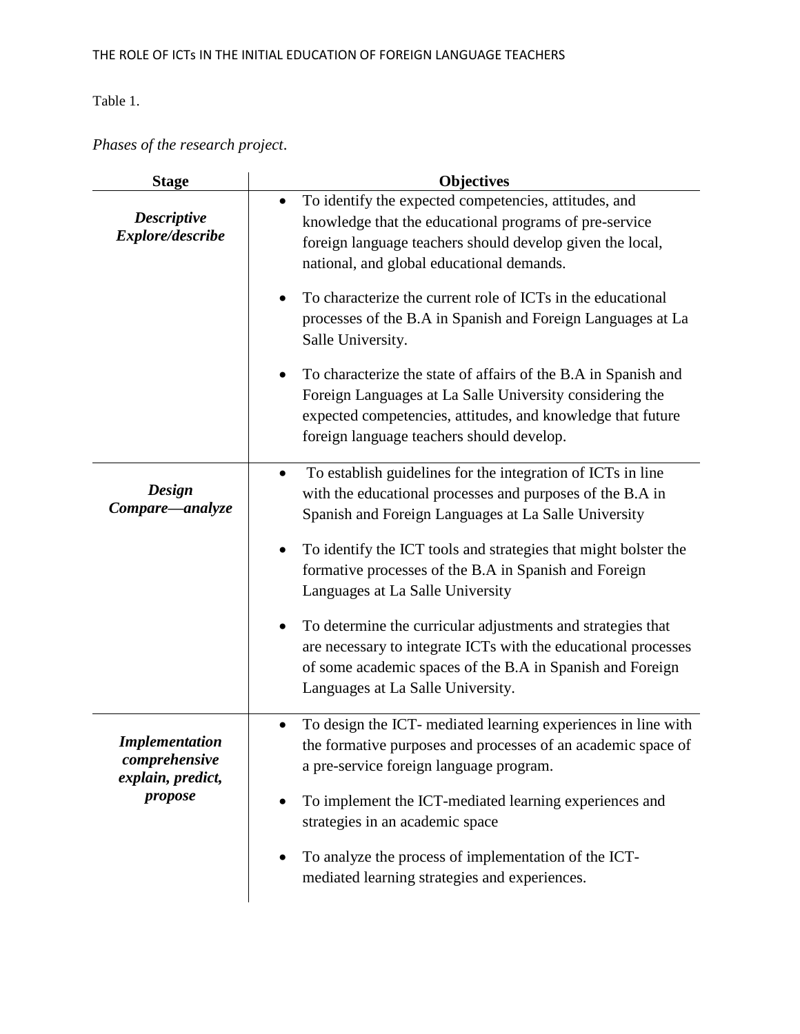Table 1.

*Phases of the research project*.

| Stage | Objectives |
|---|---|
| ***Descriptive Explore/describe*** | • To identify the expected competencies, attitudes, and knowledge that the educational programs of pre-service foreign language teachers should develop given the local, national, and global educational demands.<br>• To characterize the current role of ICTs in the educational processes of the B.A in Spanish and Foreign Languages at La Salle University.<br>• To characterize the state of affairs of the B.A in Spanish and Foreign Languages at La Salle University considering the expected competencies, attitudes, and knowledge that future foreign language teachers should develop. |
| ***Design Compare—analyze*** | • To establish guidelines for the integration of ICTs in line with the educational processes and purposes of the B.A in Spanish and Foreign Languages at La Salle University<br>• To identify the ICT tools and strategies that might bolster the formative processes of the B.A in Spanish and Foreign Languages at La Salle University<br>• To determine the curricular adjustments and strategies that are necessary to integrate ICTs with the educational processes of some academic spaces of the B.A in Spanish and Foreign Languages at La Salle University. |
| ***Implementation comprehensive explain, predict, propose*** | • To design the ICT- mediated learning experiences in line with the formative purposes and processes of an academic space of a pre-service foreign language program.<br>• To implement the ICT-mediated learning experiences and strategies in an academic space<br>• To analyze the process of implementation of the ICT-mediated learning strategies and experiences. |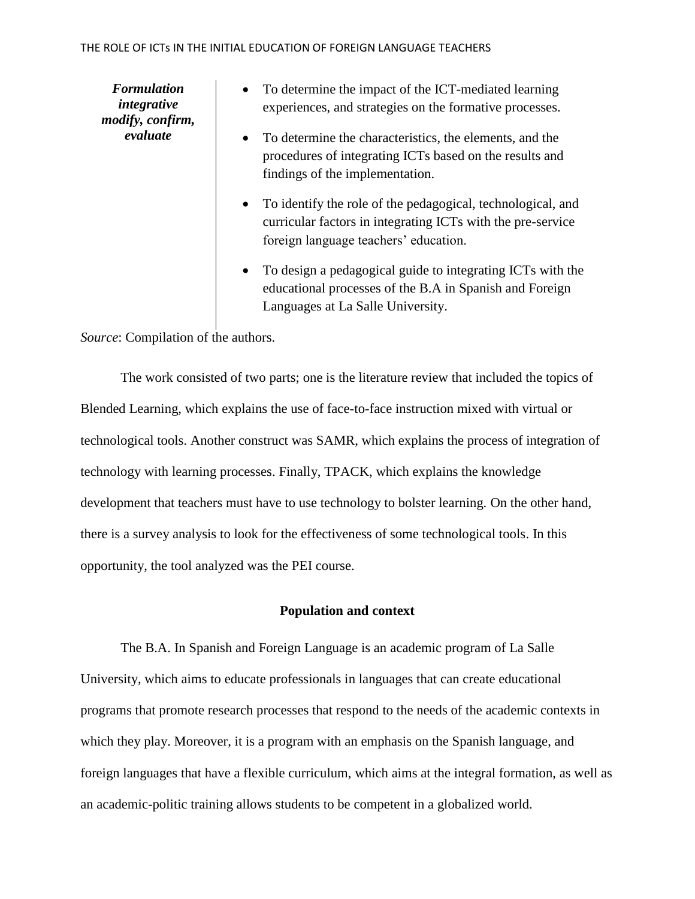| | |
|---|---|
| ***Formulation integrative modify, confirm, evaluate*** | • To determine the impact of the ICT-mediated learning experiences, and strategies on the formative processes.<br>• To determine the characteristics, the elements, and the procedures of integrating ICTs based on the results and findings of the implementation.<br>• To identify the role of the pedagogical, technological, and curricular factors in integrating ICTs with the pre-service foreign language teachers' education.<br>• To design a pedagogical guide to integrating ICTs with the educational processes of the B.A in Spanish and Foreign Languages at La Salle University. |

*Source*: Compilation of the authors.

The work consisted of two parts; one is the literature review that included the topics of Blended Learning, which explains the use of face-to-face instruction mixed with virtual or technological tools. Another construct was SAMR, which explains the process of integration of technology with learning processes. Finally, TPACK, which explains the knowledge development that teachers must have to use technology to bolster learning. On the other hand, there is a survey analysis to look for the effectiveness of some technological tools. In this opportunity, the tool analyzed was the PEI course.

## Population and context

The B.A. In Spanish and Foreign Language is an academic program of La Salle University, which aims to educate professionals in languages that can create educational programs that promote research processes that respond to the needs of the academic contexts in which they play. Moreover, it is a program with an emphasis on the Spanish language, and foreign languages that have a flexible curriculum, which aims at the integral formation, as well as an academic-politic training allows students to be competent in a globalized world.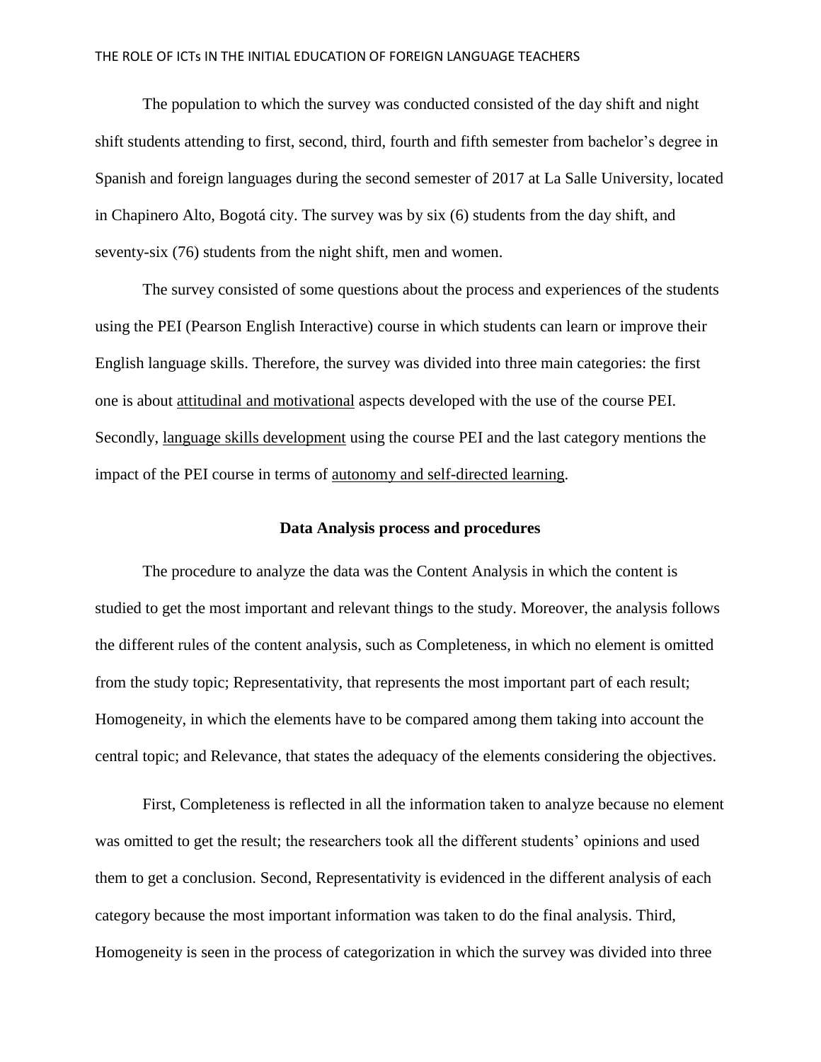The population to which the survey was conducted consisted of the day shift and night shift students attending to first, second, third, fourth and fifth semester from bachelor's degree in Spanish and foreign languages during the second semester of 2017 at La Salle University, located in Chapinero Alto, Bogotá city. The survey was by six (6) students from the day shift, and seventy-six (76) students from the night shift, men and women.

The survey consisted of some questions about the process and experiences of the students using the PEI (Pearson English Interactive) course in which students can learn or improve their English language skills. Therefore, the survey was divided into three main categories: the first one is about <u>attitudinal and motivational</u> aspects developed with the use of the course PEI. Secondly, <u>language skills development</u> using the course PEI and the last category mentions the impact of the PEI course in terms of <u>autonomy and self-directed learning</u>.

**Data Analysis process and procedures**

The procedure to analyze the data was the Content Analysis in which the content is studied to get the most important and relevant things to the study. Moreover, the analysis follows the different rules of the content analysis, such as Completeness, in which no element is omitted from the study topic; Representativity, that represents the most important part of each result; Homogeneity, in which the elements have to be compared among them taking into account the central topic; and Relevance, that states the adequacy of the elements considering the objectives.

First, Completeness is reflected in all the information taken to analyze because no element was omitted to get the result; the researchers took all the different students' opinions and used them to get a conclusion. Second, Representativity is evidenced in the different analysis of each category because the most important information was taken to do the final analysis. Third, Homogeneity is seen in the process of categorization in which the survey was divided into three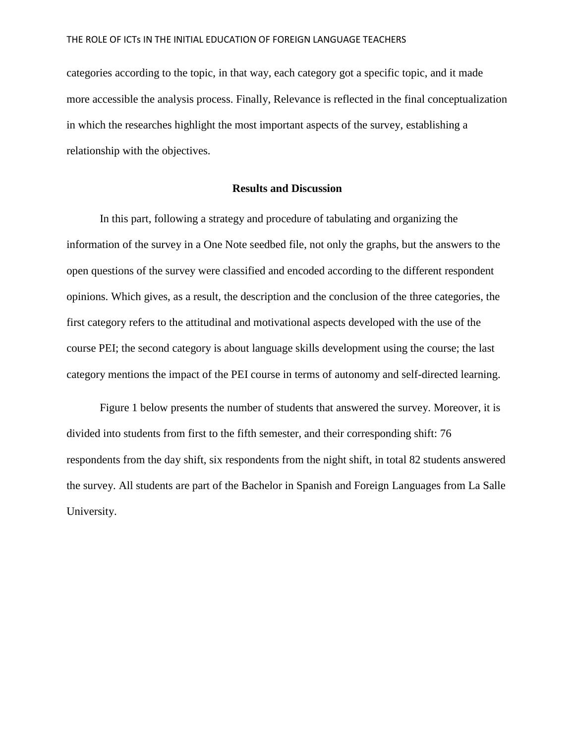categories according to the topic, in that way, each category got a specific topic, and it made more accessible the analysis process. Finally, Relevance is reflected in the final conceptualization in which the researches highlight the most important aspects of the survey, establishing a relationship with the objectives.

## Results and Discussion

In this part, following a strategy and procedure of tabulating and organizing the information of the survey in a One Note seedbed file, not only the graphs, but the answers to the open questions of the survey were classified and encoded according to the different respondent opinions. Which gives, as a result, the description and the conclusion of the three categories, the first category refers to the attitudinal and motivational aspects developed with the use of the course PEI; the second category is about language skills development using the course; the last category mentions the impact of the PEI course in terms of autonomy and self-directed learning.

Figure 1 below presents the number of students that answered the survey. Moreover, it is divided into students from first to the fifth semester, and their corresponding shift: 76 respondents from the day shift, six respondents from the night shift, in total 82 students answered the survey. All students are part of the Bachelor in Spanish and Foreign Languages from La Salle University.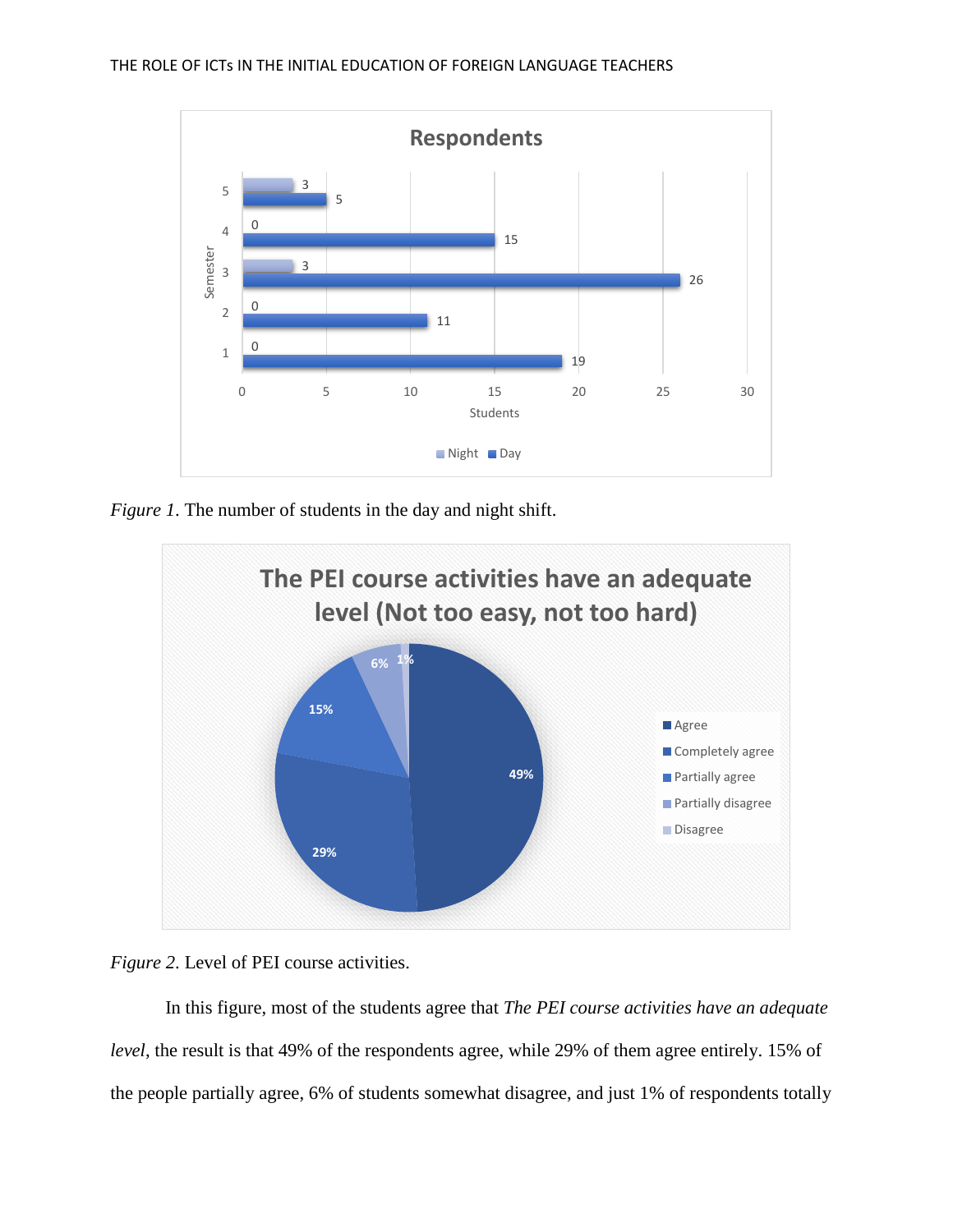*Figure 1*. The number of students in the day and night shift.

*Figure 2*. Level of PEI course activities.

In this figure, most of the students agree that *The PEI course activities have an adequate level*, the result is that 49% of the respondents agree, while 29% of them agree entirely. 15% of the people partially agree, 6% of students somewhat disagree, and just 1% of respondents totally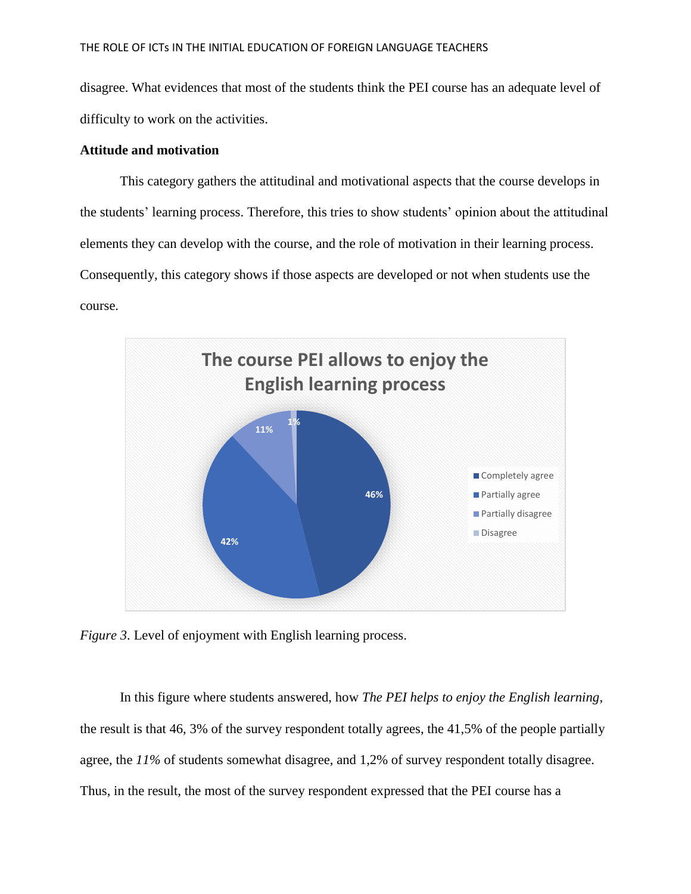disagree. What evidences that most of the students think the PEI course has an adequate level of difficulty to work on the activities.

**Attitude and motivation**

This category gathers the attitudinal and motivational aspects that the course develops in the students' learning process. Therefore, this tries to show students' opinion about the attitudinal elements they can develop with the course, and the role of motivation in their learning process. Consequently, this category shows if those aspects are developed or not when students use the course.

*Figure 3*. Level of enjoyment with English learning process.

In this figure where students answered, how *The PEI helps to enjoy the English learning*, the result is that 46, 3% of the survey respondent totally agrees, the 41,5% of the people partially agree, the *11%* of students somewhat disagree, and 1,2% of survey respondent totally disagree. Thus, in the result, the most of the survey respondent expressed that the PEI course has a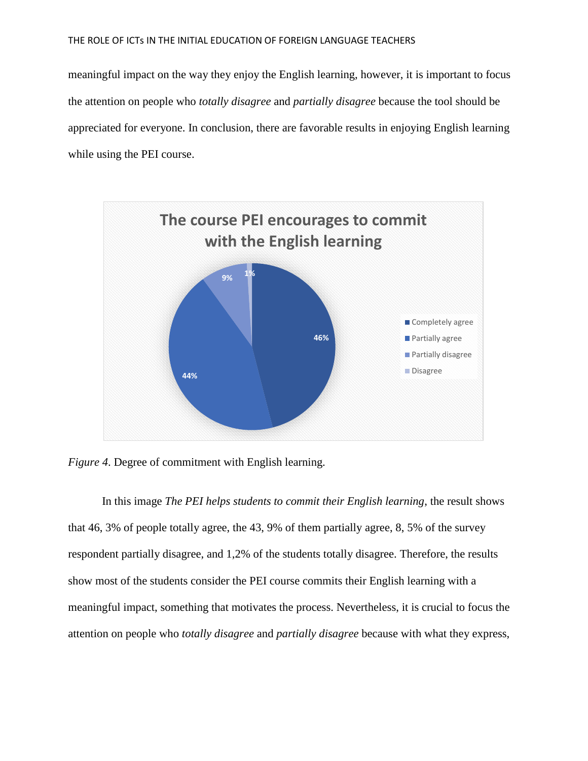meaningful impact on the way they enjoy the English learning, however, it is important to focus the attention on people who *totally disagree* and *partially disagree* because the tool should be appreciated for everyone. In conclusion, there are favorable results in enjoying English learning while using the PEI course.

*Figure 4*. Degree of commitment with English learning.

In this image *The PEI helps students to commit their English learning*, the result shows that 46, 3% of people totally agree, the 43, 9% of them partially agree, 8, 5% of the survey respondent partially disagree, and 1,2% of the students totally disagree. Therefore, the results show most of the students consider the PEI course commits their English learning with a meaningful impact, something that motivates the process. Nevertheless, it is crucial to focus the attention on people who *totally disagree* and *partially disagree* because with what they express,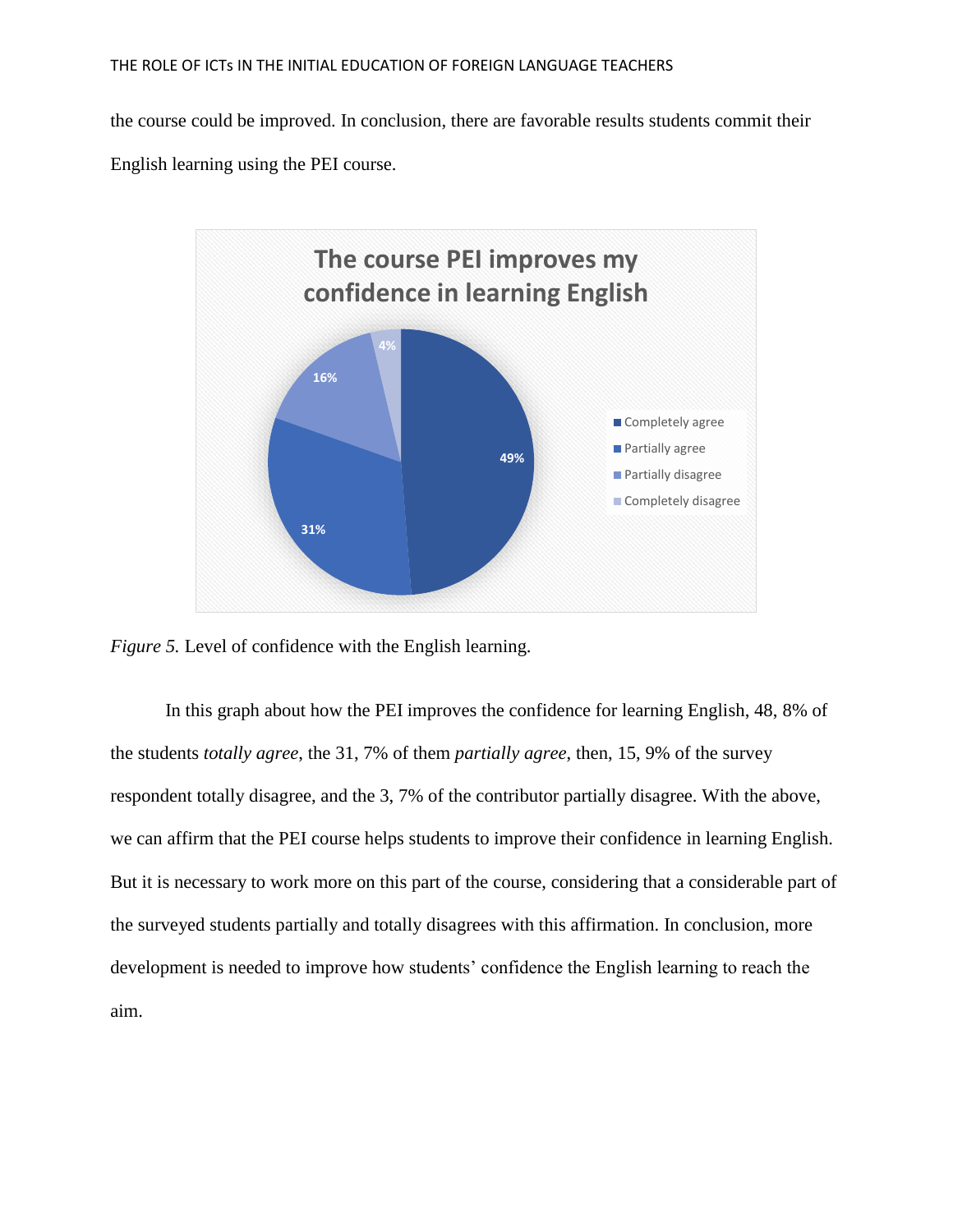the course could be improved. In conclusion, there are favorable results students commit their English learning using the PEI course.

*Figure 5.* Level of confidence with the English learning.

In this graph about how the PEI improves the confidence for learning English, 48, 8% of the students *totally agree*, the 31, 7% of them *partially agree*, then, 15, 9% of the survey respondent totally disagree, and the 3, 7% of the contributor partially disagree. With the above, we can affirm that the PEI course helps students to improve their confidence in learning English. But it is necessary to work more on this part of the course, considering that a considerable part of the surveyed students partially and totally disagrees with this affirmation. In conclusion, more development is needed to improve how students' confidence the English learning to reach the aim.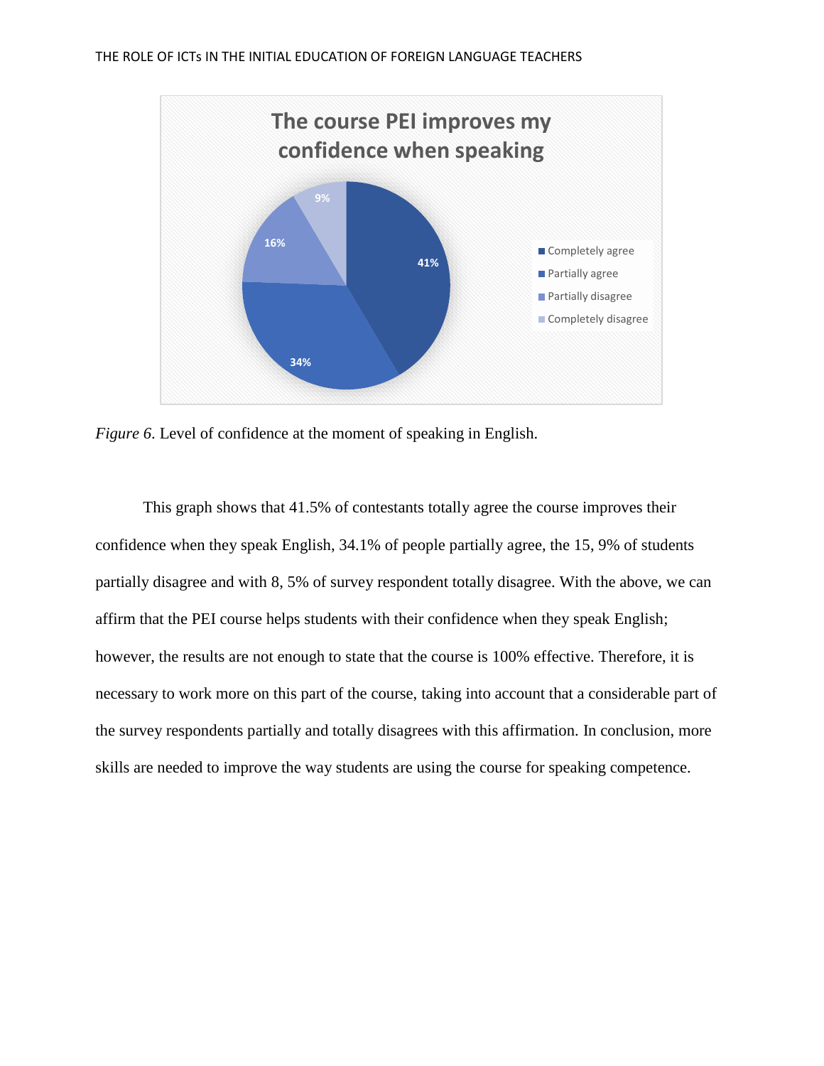*Figure 6*. Level of confidence at the moment of speaking in English.

This graph shows that 41.5% of contestants totally agree the course improves their confidence when they speak English, 34.1% of people partially agree, the 15, 9% of students partially disagree and with 8, 5% of survey respondent totally disagree. With the above, we can affirm that the PEI course helps students with their confidence when they speak English; however, the results are not enough to state that the course is 100% effective. Therefore, it is necessary to work more on this part of the course, taking into account that a considerable part of the survey respondents partially and totally disagrees with this affirmation. In conclusion, more skills are needed to improve the way students are using the course for speaking competence.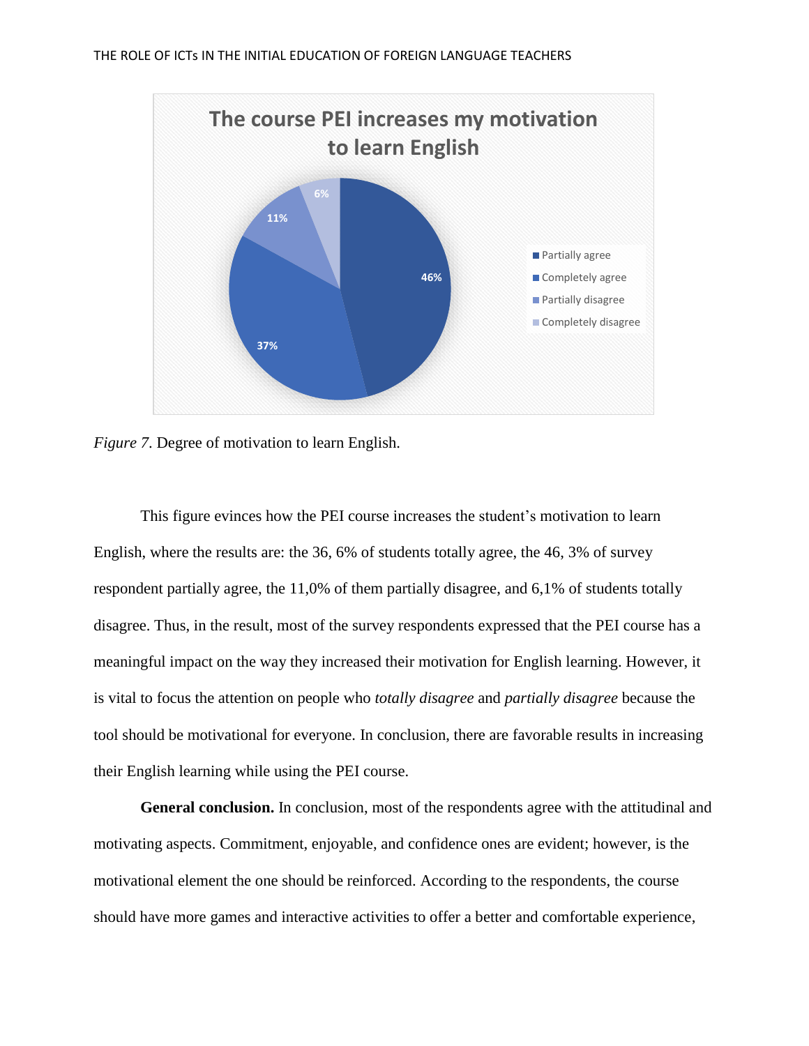*Figure 7.* Degree of motivation to learn English.

This figure evinces how the PEI course increases the student's motivation to learn English, where the results are: the 36, 6% of students totally agree, the 46, 3% of survey respondent partially agree, the 11,0% of them partially disagree, and 6,1% of students totally disagree. Thus, in the result, most of the survey respondents expressed that the PEI course has a meaningful impact on the way they increased their motivation for English learning. However, it is vital to focus the attention on people who *totally disagree* and *partially disagree* because the tool should be motivational for everyone. In conclusion, there are favorable results in increasing their English learning while using the PEI course.

**General conclusion.** In conclusion, most of the respondents agree with the attitudinal and motivating aspects. Commitment, enjoyable, and confidence ones are evident; however, is the motivational element the one should be reinforced. According to the respondents, the course should have more games and interactive activities to offer a better and comfortable experience,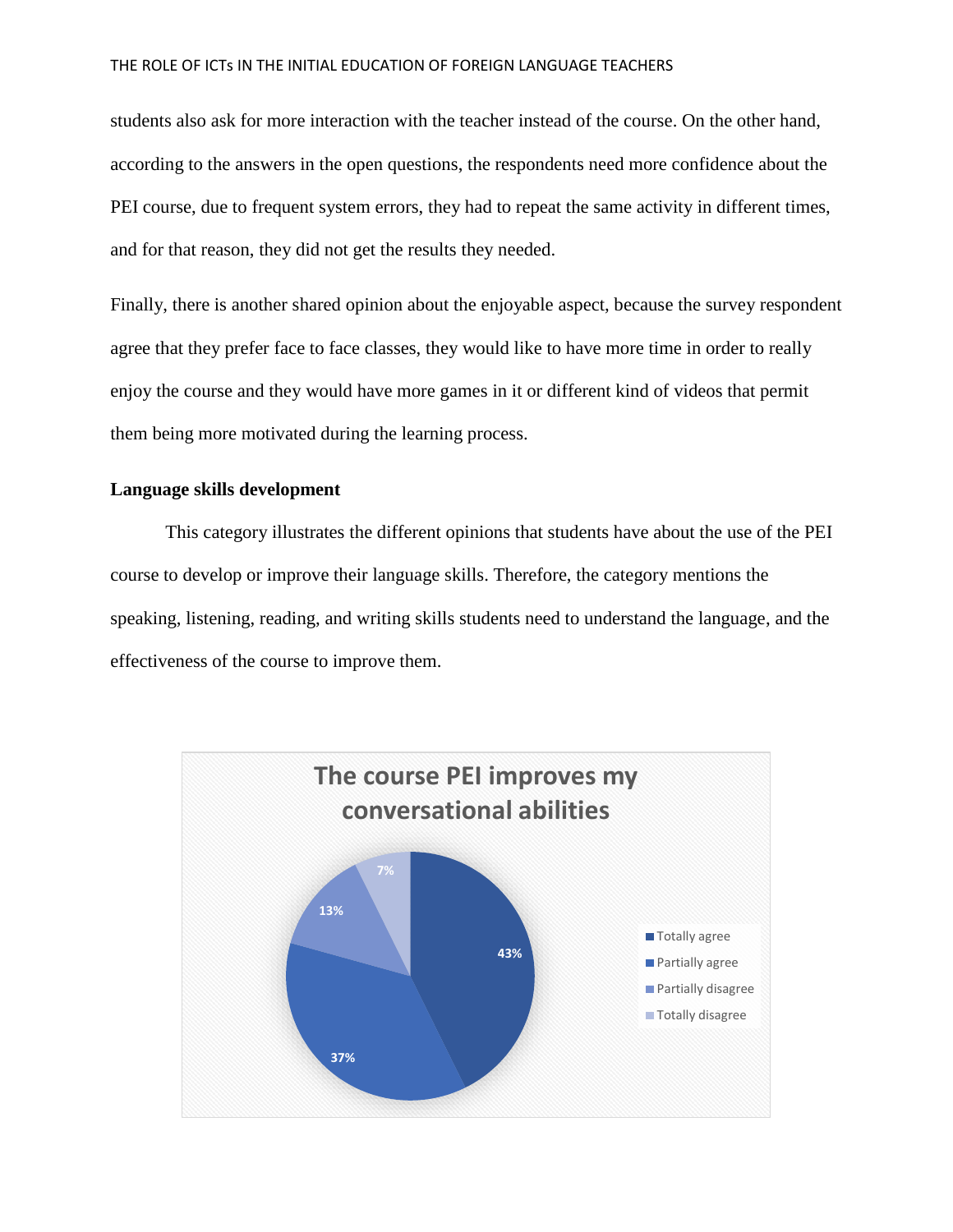students also ask for more interaction with the teacher instead of the course. On the other hand, according to the answers in the open questions, the respondents need more confidence about the PEI course, due to frequent system errors, they had to repeat the same activity in different times, and for that reason, they did not get the results they needed.

Finally, there is another shared opinion about the enjoyable aspect, because the survey respondent agree that they prefer face to face classes, they would like to have more time in order to really enjoy the course and they would have more games in it or different kind of videos that permit them being more motivated during the learning process.

**Language skills development**

This category illustrates the different opinions that students have about the use of the PEI course to develop or improve their language skills. Therefore, the category mentions the speaking, listening, reading, and writing skills students need to understand the language, and the effectiveness of the course to improve them.

**The course PEI improves my conversational abilities**

| Response | Percentage |
| --- | --- |
| Totally agree | 43% |
| Partially agree | 37% |
| Partially disagree | 13% |
| Totally disagree | 7% |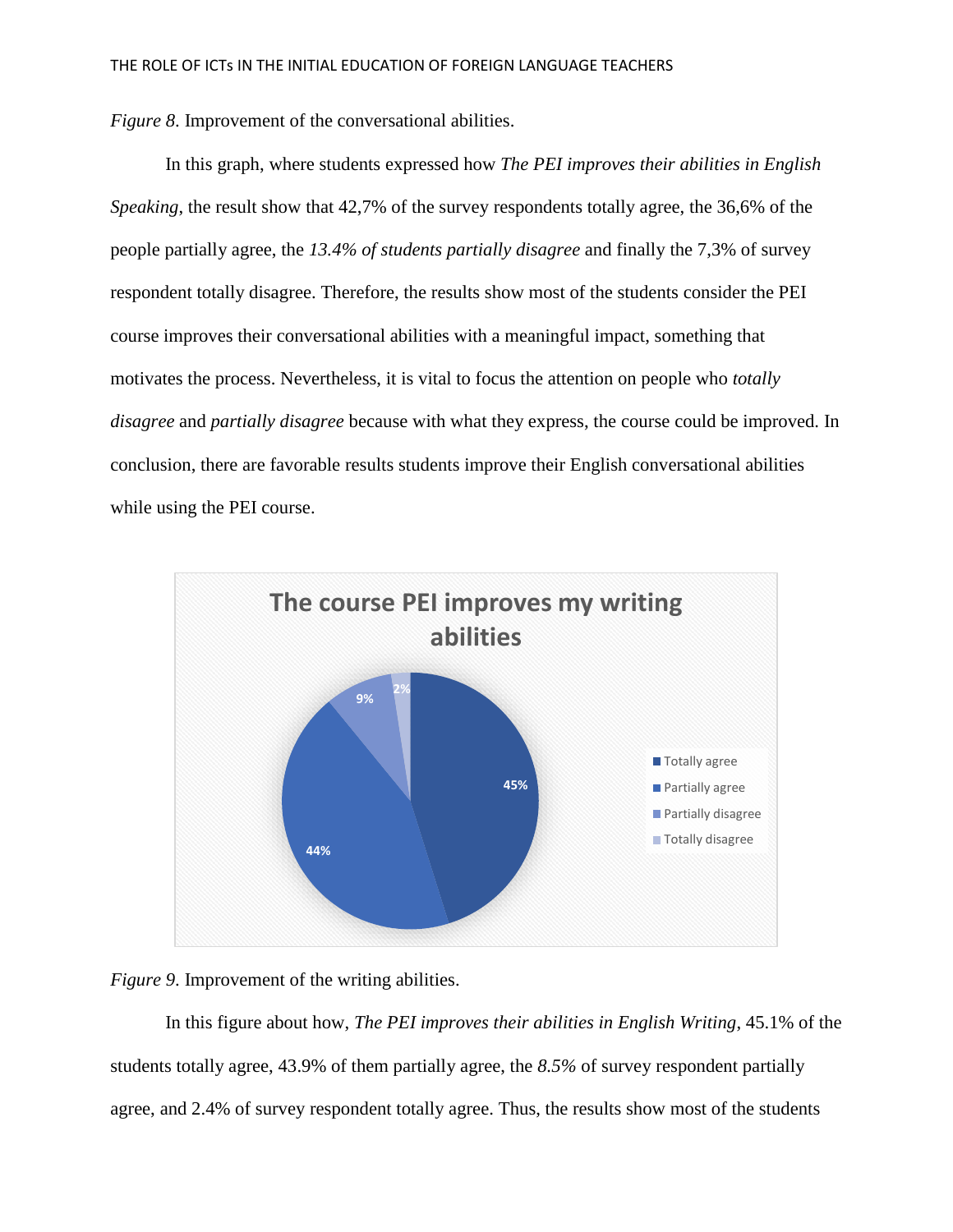*Figure 8*. Improvement of the conversational abilities.

In this graph, where students expressed how *The PEI improves their abilities in English Speaking*, the result show that 42,7% of the survey respondents totally agree, the 36,6% of the people partially agree, the *13.4% of students partially disagree* and finally the 7,3% of survey respondent totally disagree. Therefore, the results show most of the students consider the PEI course improves their conversational abilities with a meaningful impact, something that motivates the process. Nevertheless, it is vital to focus the attention on people who *totally disagree* and *partially disagree* because with what they express, the course could be improved. In conclusion, there are favorable results students improve their English conversational abilities while using the PEI course.

*Figure 9*. Improvement of the writing abilities.

In this figure about how, *The PEI improves their abilities in English Writing*, 45.1% of the students totally agree, 43.9% of them partially agree, the *8.5%* of survey respondent partially agree, and 2.4% of survey respondent totally agree. Thus, the results show most of the students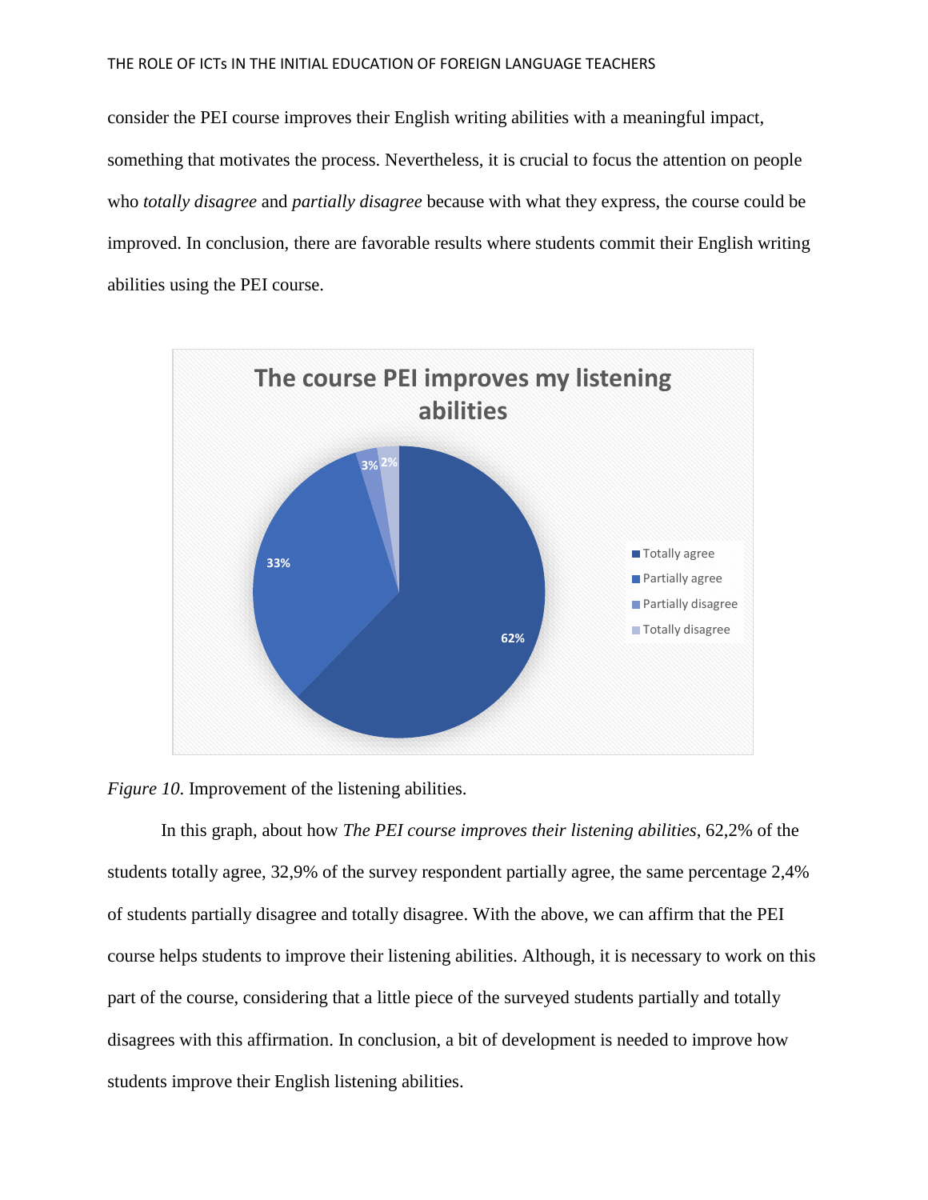consider the PEI course improves their English writing abilities with a meaningful impact, something that motivates the process. Nevertheless, it is crucial to focus the attention on people who *totally disagree* and *partially disagree* because with what they express, the course could be improved. In conclusion, there are favorable results where students commit their English writing abilities using the PEI course.

*Figure 10*. Improvement of the listening abilities.

In this graph, about how *The PEI course improves their listening abilities*, 62,2% of the students totally agree, 32,9% of the survey respondent partially agree, the same percentage 2,4% of students partially disagree and totally disagree. With the above, we can affirm that the PEI course helps students to improve their listening abilities. Although, it is necessary to work on this part of the course, considering that a little piece of the surveyed students partially and totally disagrees with this affirmation. In conclusion, a bit of development is needed to improve how students improve their English listening abilities.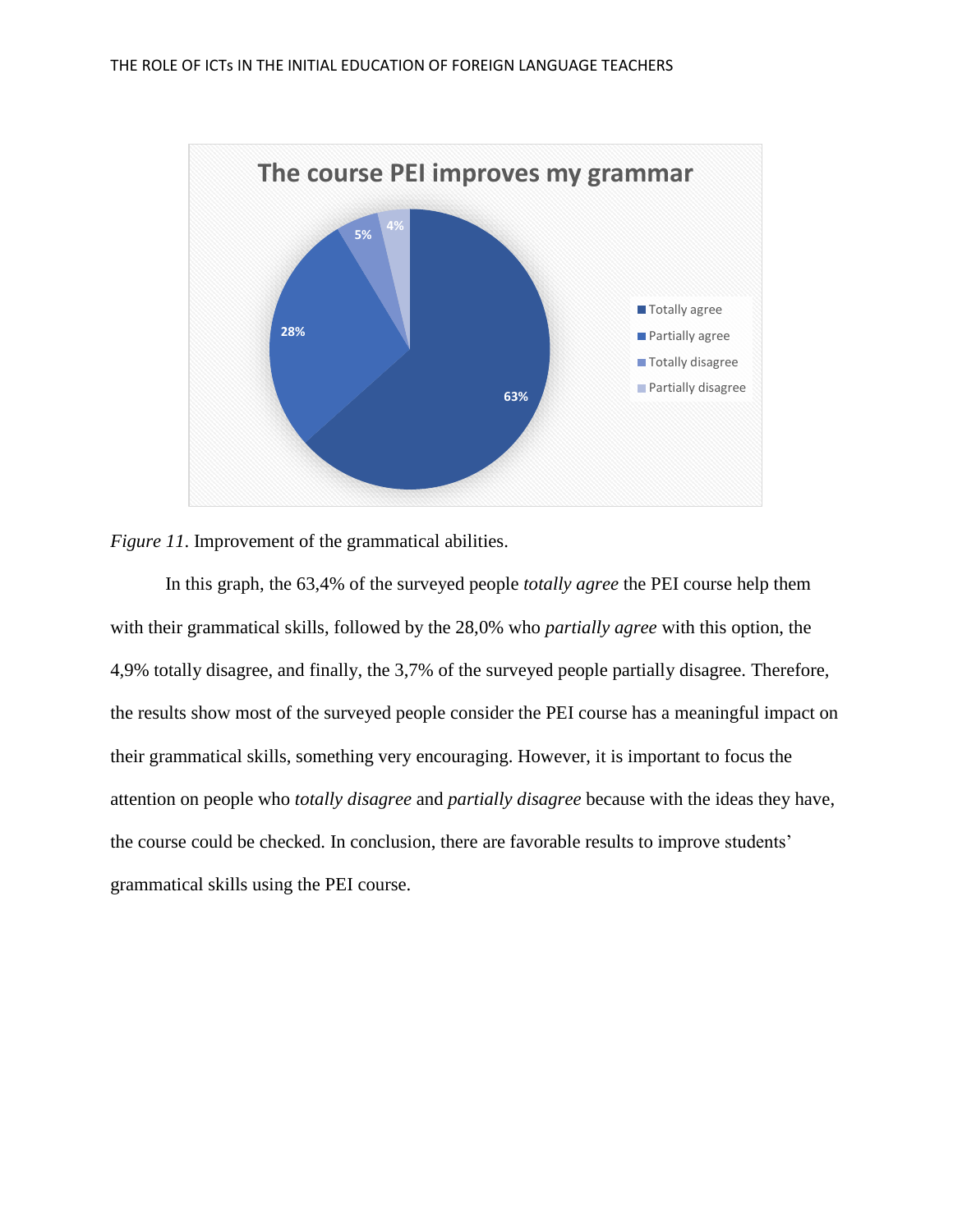*Figure 11*. Improvement of the grammatical abilities.

In this graph, the 63,4% of the surveyed people *totally agree* the PEI course help them with their grammatical skills, followed by the 28,0% who *partially agree* with this option, the 4,9% totally disagree, and finally, the 3,7% of the surveyed people partially disagree. Therefore, the results show most of the surveyed people consider the PEI course has a meaningful impact on their grammatical skills, something very encouraging. However, it is important to focus the attention on people who *totally disagree* and *partially disagree* because with the ideas they have, the course could be checked. In conclusion, there are favorable results to improve students' grammatical skills using the PEI course.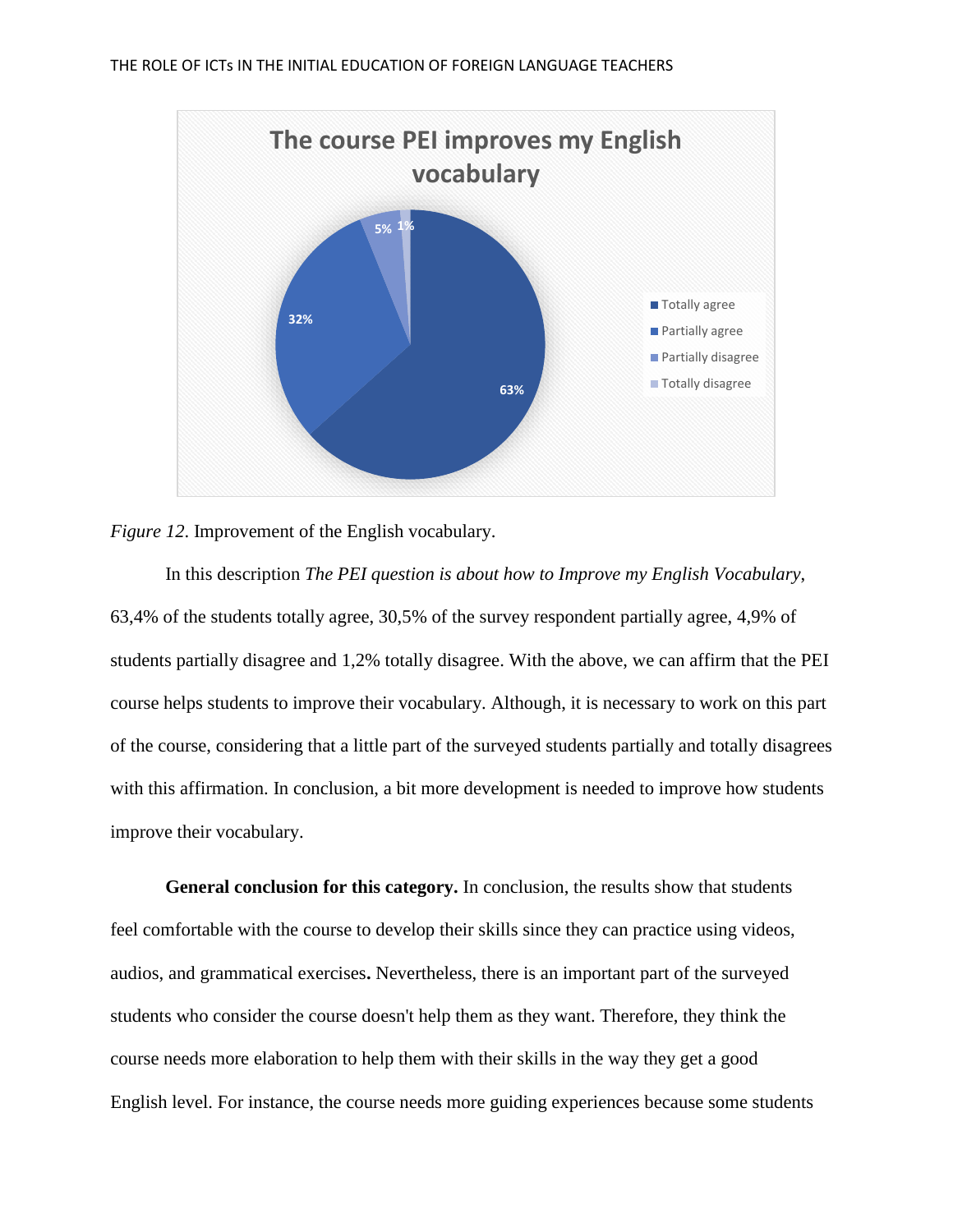*Figure 12*. Improvement of the English vocabulary.

In this description *The PEI question is about how to Improve my English Vocabulary*, 63,4% of the students totally agree, 30,5% of the survey respondent partially agree, 4,9% of students partially disagree and 1,2% totally disagree. With the above, we can affirm that the PEI course helps students to improve their vocabulary. Although, it is necessary to work on this part of the course, considering that a little part of the surveyed students partially and totally disagrees with this affirmation. In conclusion, a bit more development is needed to improve how students improve their vocabulary.

**General conclusion for this category.** In conclusion, the results show that students feel comfortable with the course to develop their skills since they can practice using videos, audios, and grammatical exercises**.** Nevertheless, there is an important part of the surveyed students who consider the course doesn't help them as they want. Therefore, they think the course needs more elaboration to help them with their skills in the way they get a good English level. For instance, the course needs more guiding experiences because some students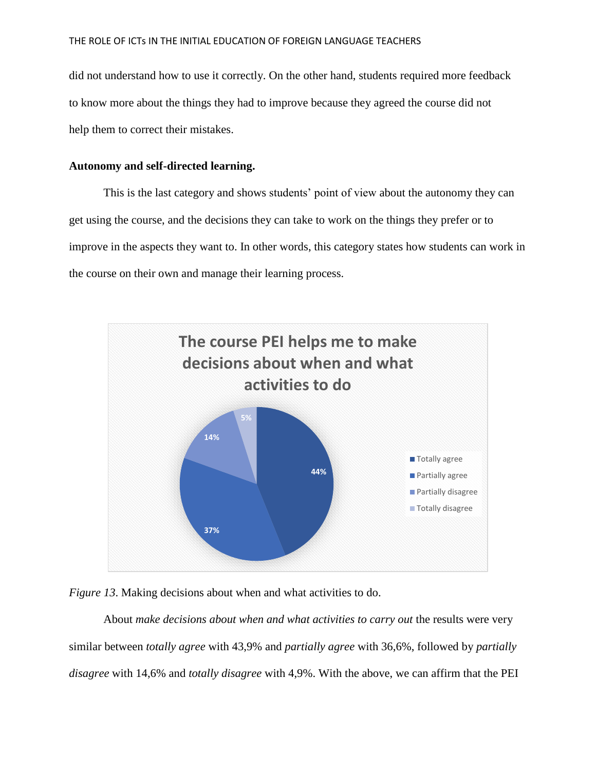did not understand how to use it correctly. On the other hand, students required more feedback to know more about the things they had to improve because they agreed the course did not help them to correct their mistakes.

**Autonomy and self-directed learning.**

This is the last category and shows students' point of view about the autonomy they can get using the course, and the decisions they can take to work on the things they prefer or to improve in the aspects they want to. In other words, this category states how students can work in the course on their own and manage their learning process.

*Figure 13*. Making decisions about when and what activities to do.

About *make decisions about when and what activities to carry out* the results were very similar between *totally agree* with 43,9% and *partially agree* with 36,6%, followed by *partially disagree* with 14,6% and *totally disagree* with 4,9%. With the above, we can affirm that the PEI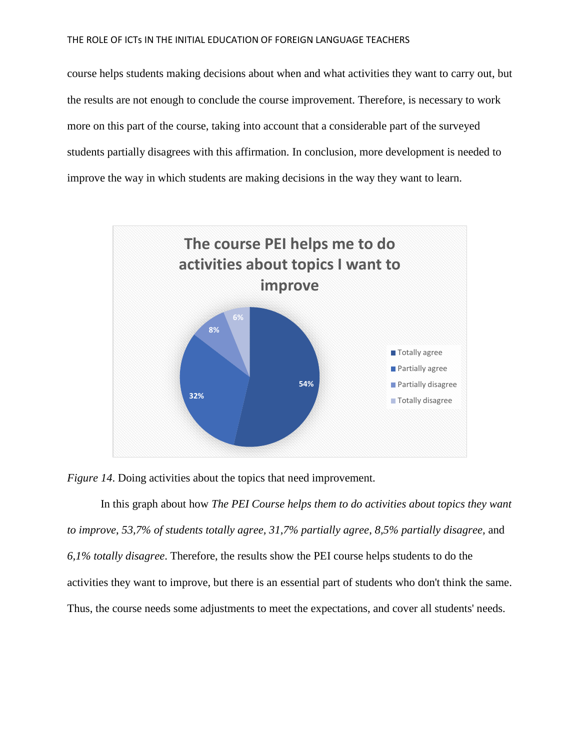course helps students making decisions about when and what activities they want to carry out, but the results are not enough to conclude the course improvement. Therefore, is necessary to work more on this part of the course, taking into account that a considerable part of the surveyed students partially disagrees with this affirmation. In conclusion, more development is needed to improve the way in which students are making decisions in the way they want to learn.

The course PEI helps me to do activities about topics I want to improve

| Response | Percentage |
|---|---|
| Totally agree | 54% |
| Partially agree | 32% |
| Partially disagree | 8% |
| Totally disagree | 6% |

*Figure 14*. Doing activities about the topics that need improvement.

In this graph about how *The PEI Course helps them to do activities about topics they want to improve*, *53,7% of students totally agree*, *31,7% partially agree*, *8,5% partially disagree*, and *6,1% totally disagree*. Therefore, the results show the PEI course helps students to do the activities they want to improve, but there is an essential part of students who don't think the same. Thus, the course needs some adjustments to meet the expectations, and cover all students' needs.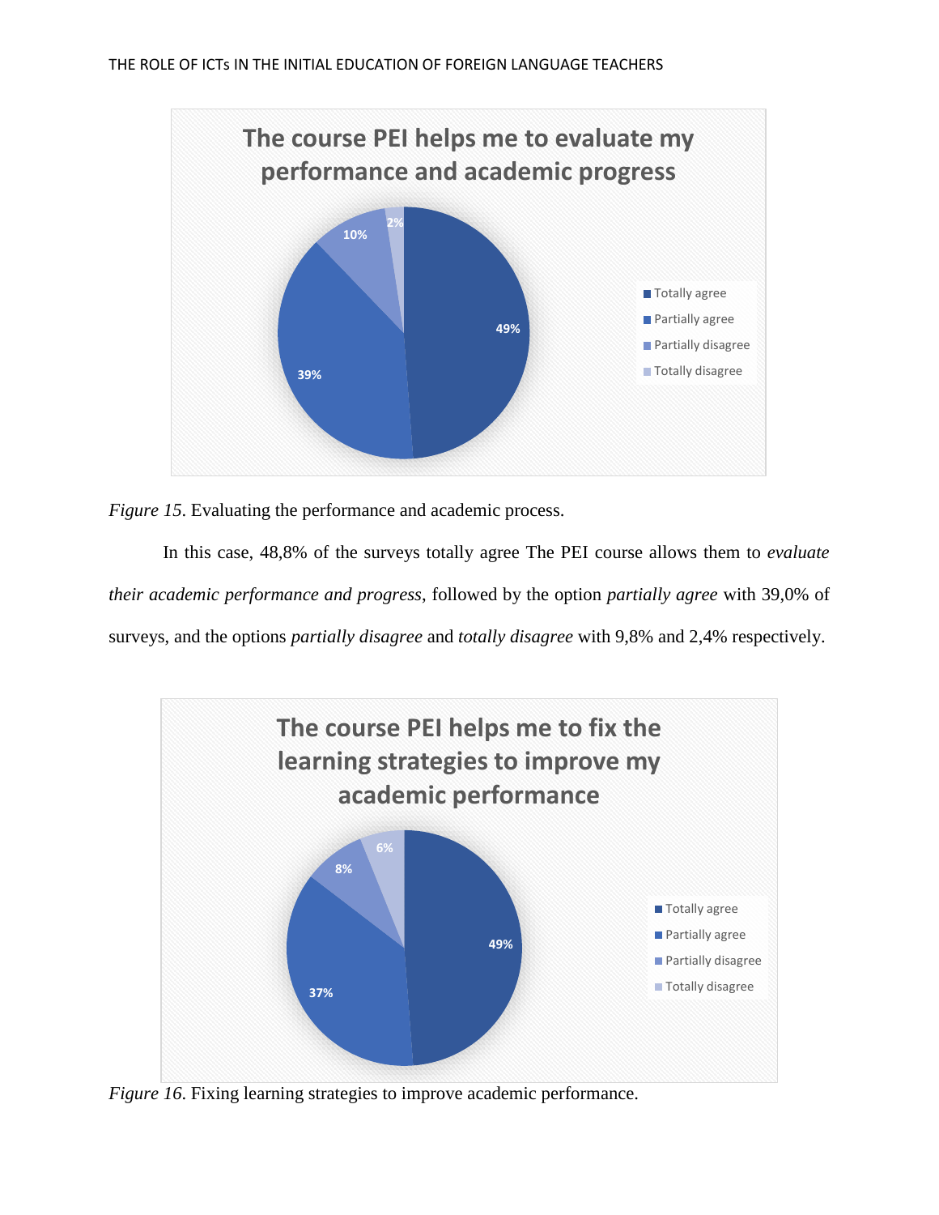*Figure 15*. Evaluating the performance and academic process.

In this case, 48,8% of the surveys totally agree The PEI course allows them to *evaluate their academic performance and progress*, followed by the option *partially agree* with 39,0% of surveys, and the options *partially disagree* and *totally disagree* with 9,8% and 2,4% respectively.

*Figure 16*. Fixing learning strategies to improve academic performance.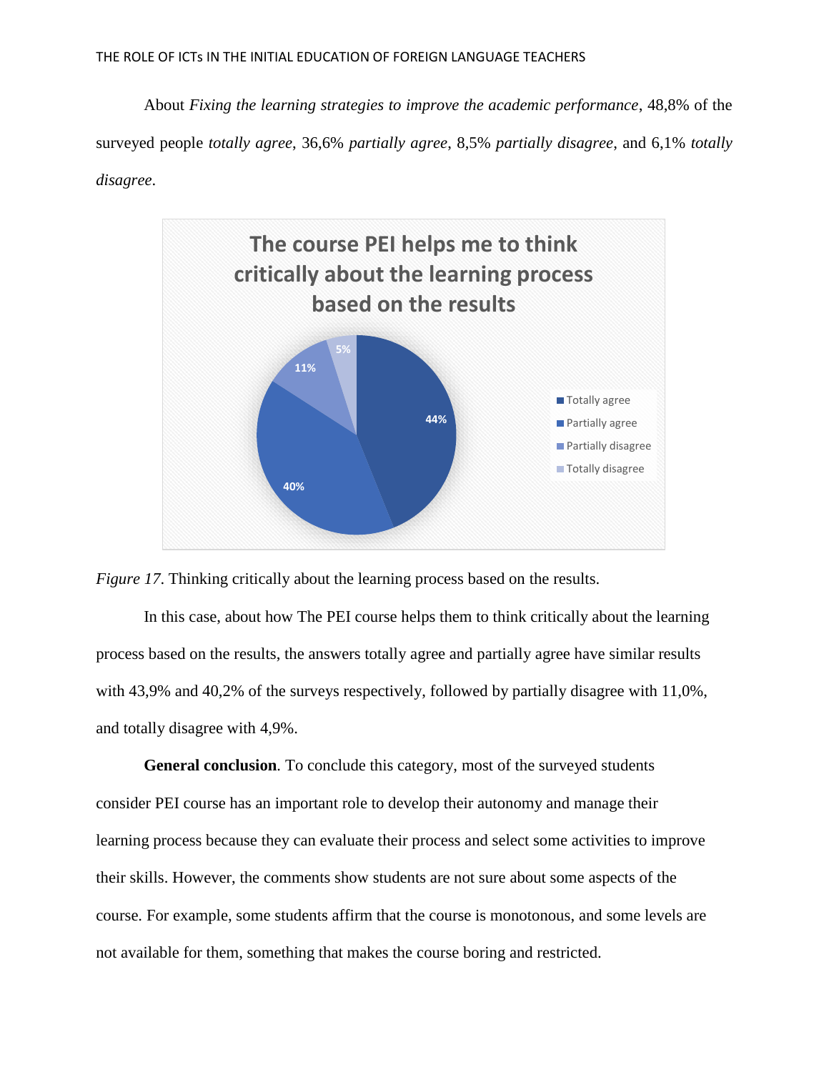About *Fixing the learning strategies to improve the academic performance*, 48,8% of the surveyed people *totally agree*, 36,6% *partially agree*, 8,5% *partially disagree*, and 6,1% *totally disagree*.

*Figure 17*. Thinking critically about the learning process based on the results.

In this case, about how The PEI course helps them to think critically about the learning process based on the results, the answers totally agree and partially agree have similar results with 43,9% and 40,2% of the surveys respectively, followed by partially disagree with 11,0%, and totally disagree with 4,9%.

**General conclusion**. To conclude this category, most of the surveyed students consider PEI course has an important role to develop their autonomy and manage their learning process because they can evaluate their process and select some activities to improve their skills. However, the comments show students are not sure about some aspects of the course. For example, some students affirm that the course is monotonous, and some levels are not available for them, something that makes the course boring and restricted.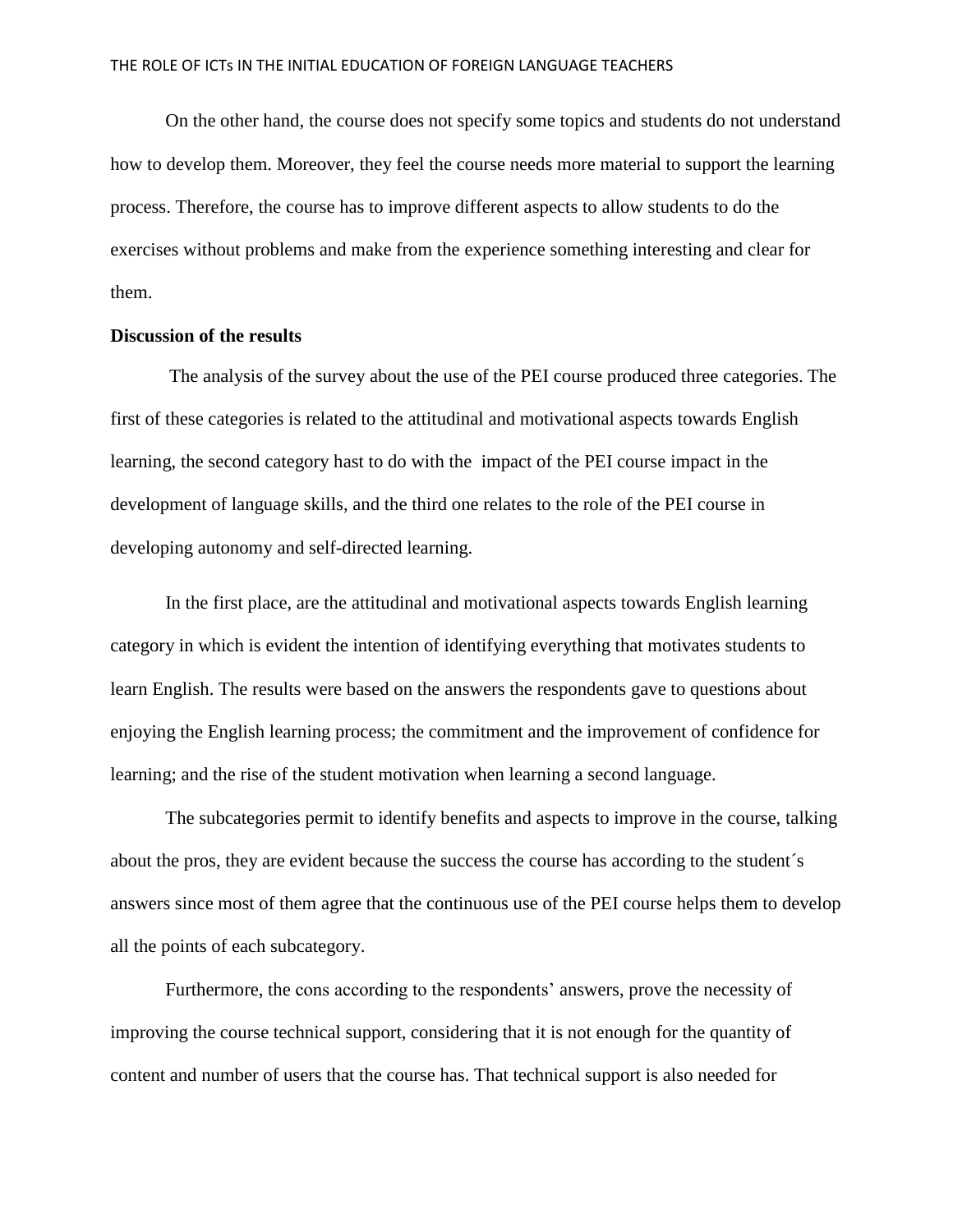On the other hand, the course does not specify some topics and students do not understand how to develop them. Moreover, they feel the course needs more material to support the learning process. Therefore, the course has to improve different aspects to allow students to do the exercises without problems and make from the experience something interesting and clear for them.

**Discussion of the results**

The analysis of the survey about the use of the PEI course produced three categories. The first of these categories is related to the attitudinal and motivational aspects towards English learning, the second category hast to do with the impact of the PEI course impact in the development of language skills, and the third one relates to the role of the PEI course in developing autonomy and self-directed learning.

In the first place, are the attitudinal and motivational aspects towards English learning category in which is evident the intention of identifying everything that motivates students to learn English. The results were based on the answers the respondents gave to questions about enjoying the English learning process; the commitment and the improvement of confidence for learning; and the rise of the student motivation when learning a second language.

The subcategories permit to identify benefits and aspects to improve in the course, talking about the pros, they are evident because the success the course has according to the student´s answers since most of them agree that the continuous use of the PEI course helps them to develop all the points of each subcategory.

Furthermore, the cons according to the respondents' answers, prove the necessity of improving the course technical support, considering that it is not enough for the quantity of content and number of users that the course has. That technical support is also needed for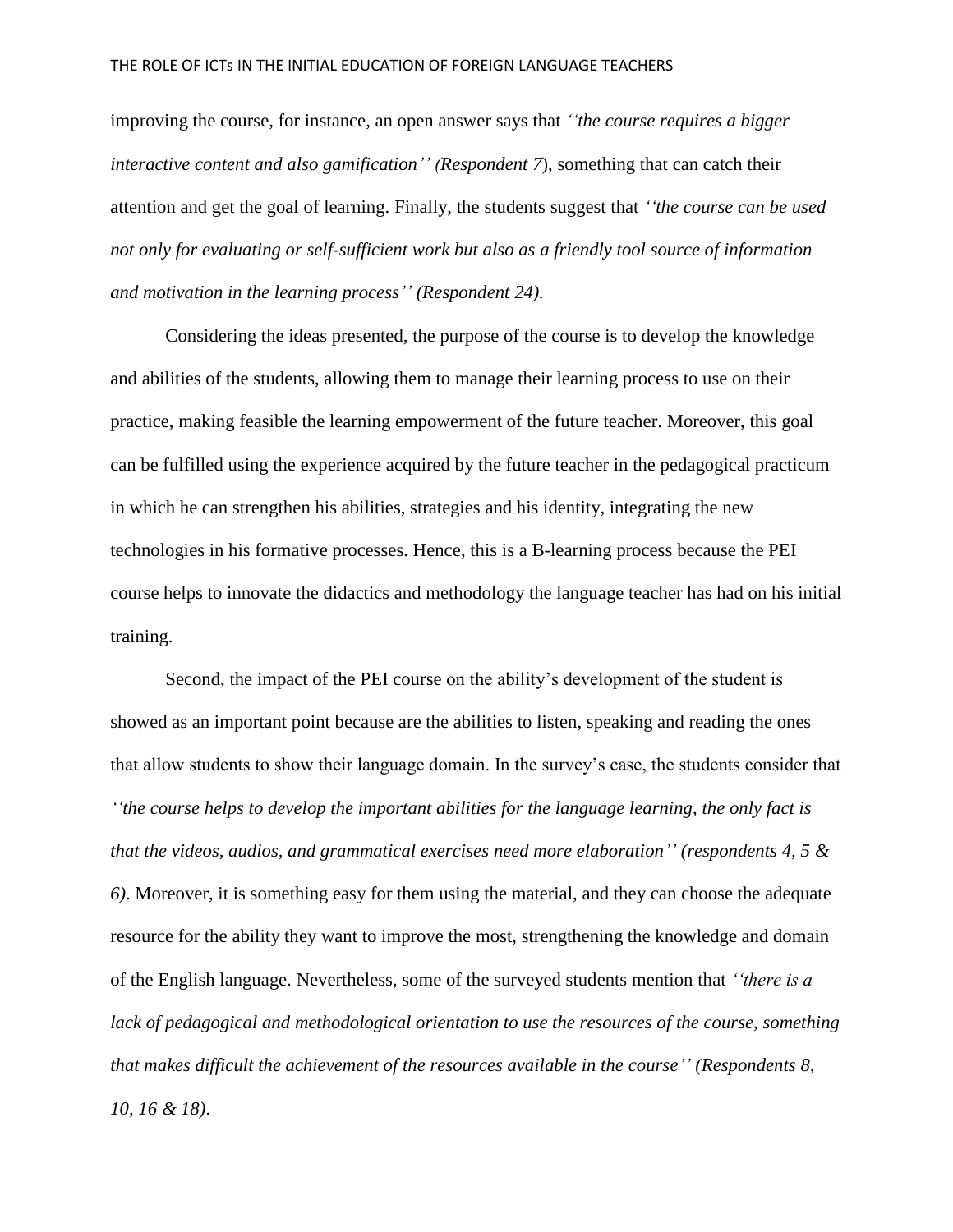improving the course, for instance, an open answer says that *''the course requires a bigger interactive content and also gamification'' (Respondent 7*), something that can catch their attention and get the goal of learning. Finally, the students suggest that *''the course can be used not only for evaluating or self-sufficient work but also as a friendly tool source of information and motivation in the learning process'' (Respondent 24).*

Considering the ideas presented, the purpose of the course is to develop the knowledge and abilities of the students, allowing them to manage their learning process to use on their practice, making feasible the learning empowerment of the future teacher. Moreover, this goal can be fulfilled using the experience acquired by the future teacher in the pedagogical practicum in which he can strengthen his abilities, strategies and his identity, integrating the new technologies in his formative processes. Hence, this is a B-learning process because the PEI course helps to innovate the didactics and methodology the language teacher has had on his initial training.

Second, the impact of the PEI course on the ability's development of the student is showed as an important point because are the abilities to listen, speaking and reading the ones that allow students to show their language domain. In the survey's case, the students consider that *''the course helps to develop the important abilities for the language learning, the only fact is that the videos, audios, and grammatical exercises need more elaboration'' (respondents 4, 5 & 6)*. Moreover, it is something easy for them using the material, and they can choose the adequate resource for the ability they want to improve the most, strengthening the knowledge and domain of the English language. Nevertheless, some of the surveyed students mention that *''there is a lack of pedagogical and methodological orientation to use the resources of the course, something that makes difficult the achievement of the resources available in the course'' (Respondents 8, 10, 16 & 18)*.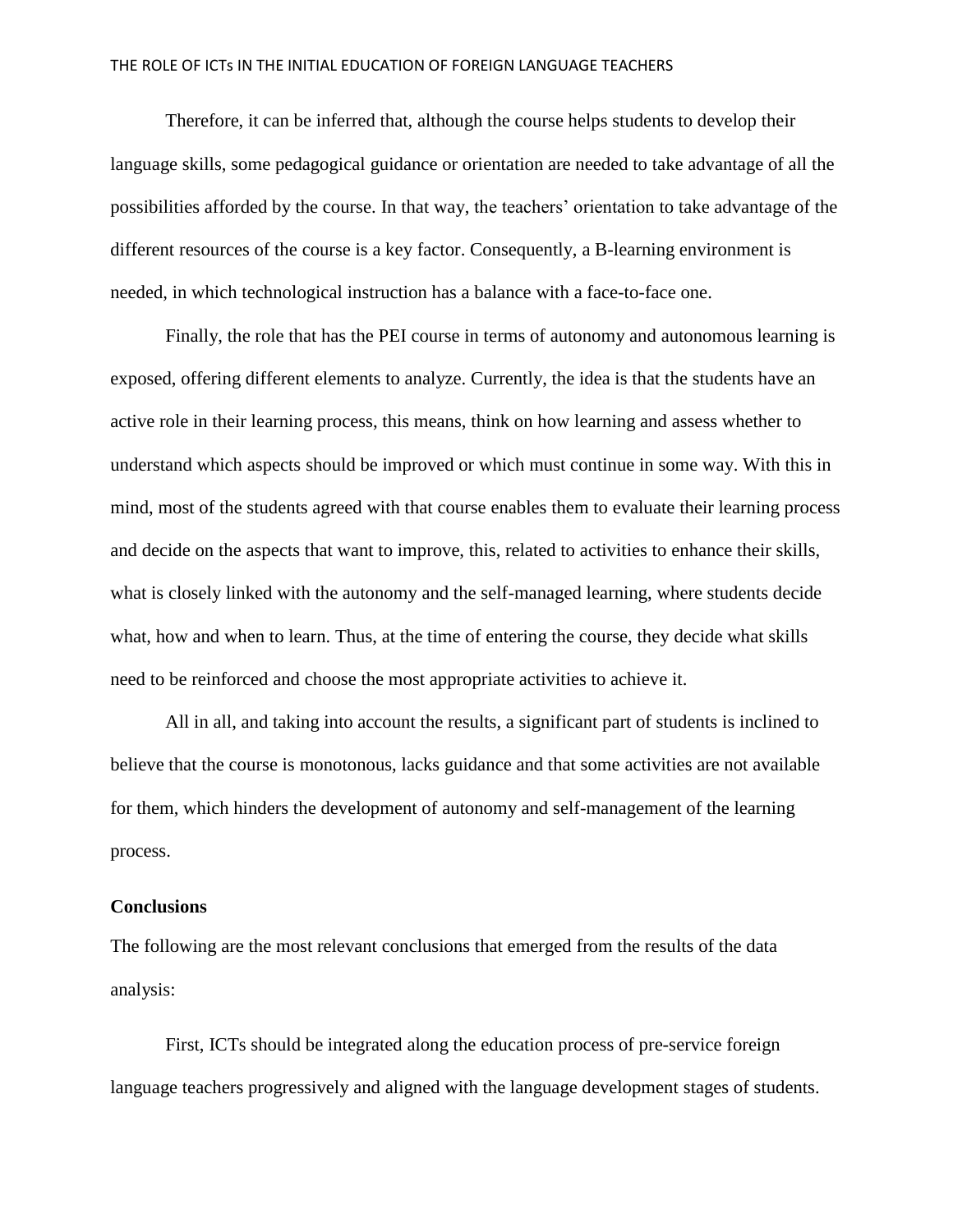Therefore, it can be inferred that, although the course helps students to develop their language skills, some pedagogical guidance or orientation are needed to take advantage of all the possibilities afforded by the course. In that way, the teachers' orientation to take advantage of the different resources of the course is a key factor. Consequently, a B-learning environment is needed, in which technological instruction has a balance with a face-to-face one.

Finally, the role that has the PEI course in terms of autonomy and autonomous learning is exposed, offering different elements to analyze. Currently, the idea is that the students have an active role in their learning process, this means, think on how learning and assess whether to understand which aspects should be improved or which must continue in some way. With this in mind, most of the students agreed with that course enables them to evaluate their learning process and decide on the aspects that want to improve, this, related to activities to enhance their skills, what is closely linked with the autonomy and the self-managed learning, where students decide what, how and when to learn. Thus, at the time of entering the course, they decide what skills need to be reinforced and choose the most appropriate activities to achieve it.

All in all, and taking into account the results, a significant part of students is inclined to believe that the course is monotonous, lacks guidance and that some activities are not available for them, which hinders the development of autonomy and self-management of the learning process.

**Conclusions**

The following are the most relevant conclusions that emerged from the results of the data analysis:

First, ICTs should be integrated along the education process of pre-service foreign language teachers progressively and aligned with the language development stages of students.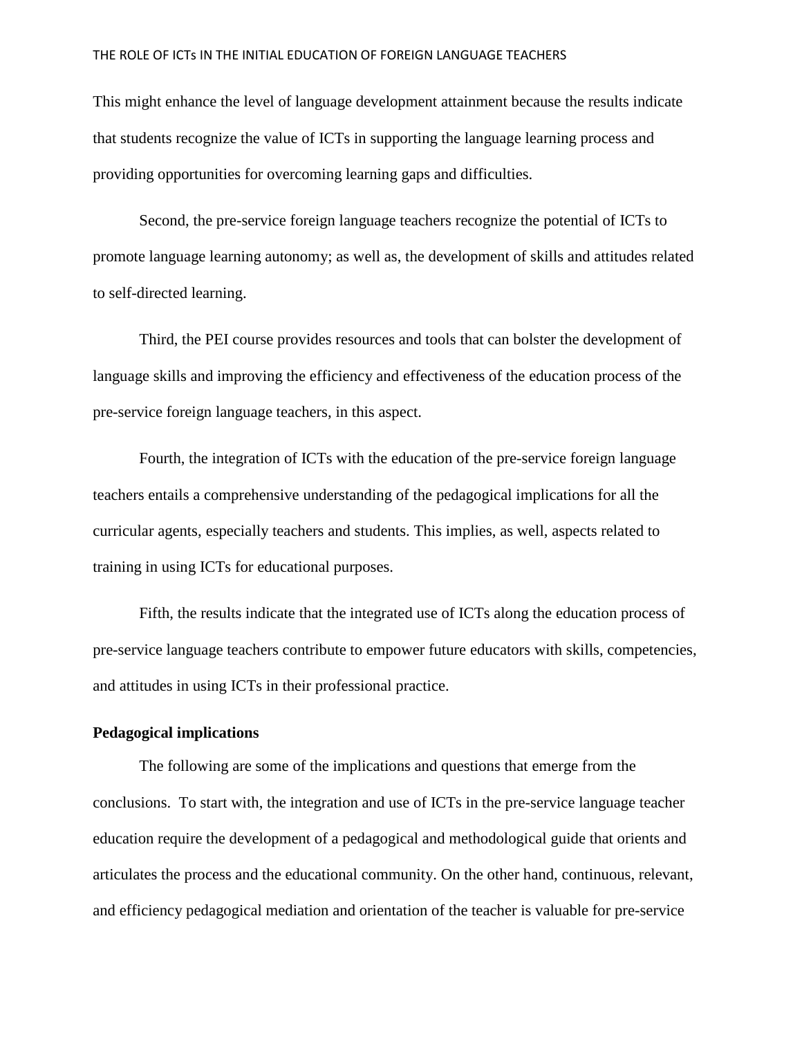This might enhance the level of language development attainment because the results indicate that students recognize the value of ICTs in supporting the language learning process and providing opportunities for overcoming learning gaps and difficulties.

Second, the pre-service foreign language teachers recognize the potential of ICTs to promote language learning autonomy; as well as, the development of skills and attitudes related to self-directed learning.

Third, the PEI course provides resources and tools that can bolster the development of language skills and improving the efficiency and effectiveness of the education process of the pre-service foreign language teachers, in this aspect.

Fourth, the integration of ICTs with the education of the pre-service foreign language teachers entails a comprehensive understanding of the pedagogical implications for all the curricular agents, especially teachers and students. This implies, as well, aspects related to training in using ICTs for educational purposes.

Fifth, the results indicate that the integrated use of ICTs along the education process of pre-service language teachers contribute to empower future educators with skills, competencies, and attitudes in using ICTs in their professional practice.

**Pedagogical implications**

The following are some of the implications and questions that emerge from the conclusions. To start with, the integration and use of ICTs in the pre-service language teacher education require the development of a pedagogical and methodological guide that orients and articulates the process and the educational community. On the other hand, continuous, relevant, and efficiency pedagogical mediation and orientation of the teacher is valuable for pre-service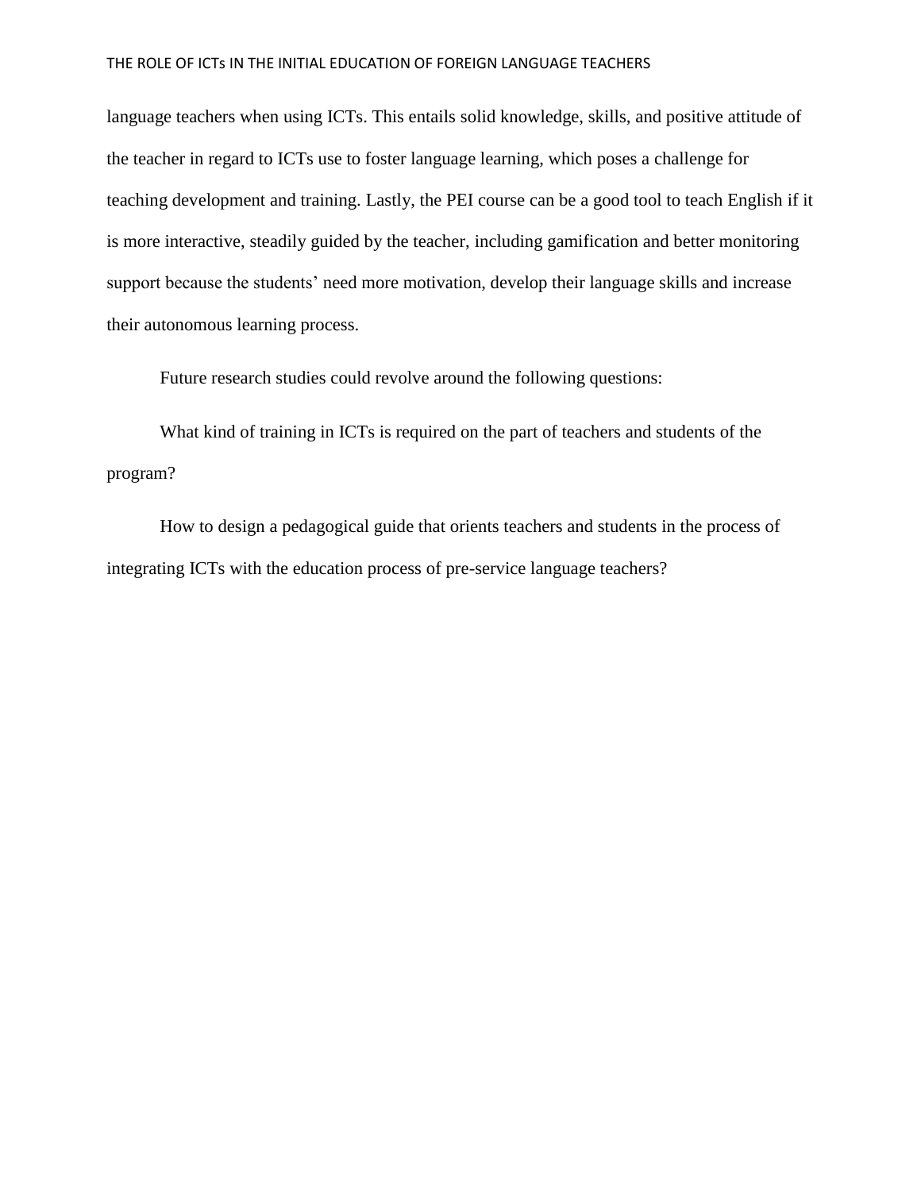language teachers when using ICTs. This entails solid knowledge, skills, and positive attitude of the teacher in regard to ICTs use to foster language learning, which poses a challenge for teaching development and training. Lastly, the PEI course can be a good tool to teach English if it is more interactive, steadily guided by the teacher, including gamification and better monitoring support because the students' need more motivation, develop their language skills and increase their autonomous learning process.

Future research studies could revolve around the following questions:

What kind of training in ICTs is required on the part of teachers and students of the program?

How to design a pedagogical guide that orients teachers and students in the process of integrating ICTs with the education process of pre-service language teachers?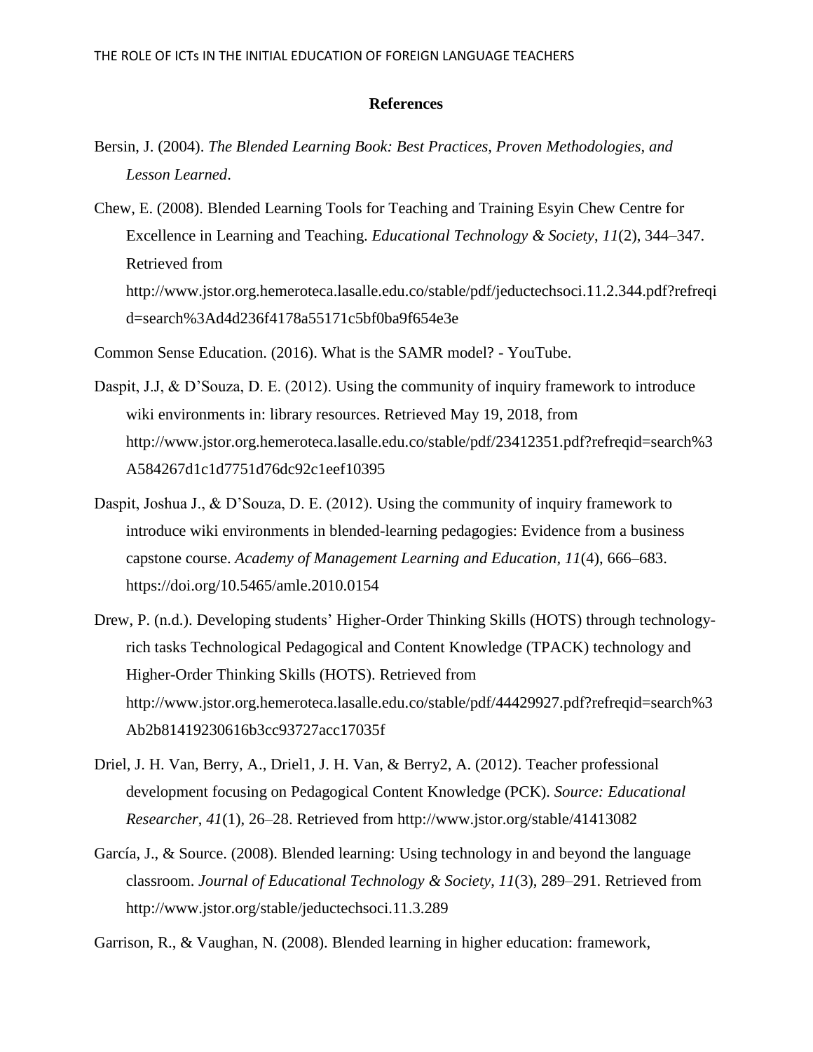## References

Bersin, J. (2004). *The Blended Learning Book: Best Practices, Proven Methodologies, and Lesson Learned*.

Chew, E. (2008). Blended Learning Tools for Teaching and Training Esyin Chew Centre for Excellence in Learning and Teaching. *Educational Technology & Society*, *11*(2), 344–347. Retrieved from http://www.jstor.org.hemeroteca.lasalle.edu.co/stable/pdf/jeductechsoci.11.2.344.pdf?refreqid=search%3Ad4d236f4178a55171c5bf0ba9f654e3e

Common Sense Education. (2016). What is the SAMR model? - YouTube.

Daspit, J.J, & D'Souza, D. E. (2012). Using the community of inquiry framework to introduce wiki environments in: library resources. Retrieved May 19, 2018, from http://www.jstor.org.hemeroteca.lasalle.edu.co/stable/pdf/23412351.pdf?refreqid=search%3A584267d1c1d7751d76dc92c1eef10395

Daspit, Joshua J., & D'Souza, D. E. (2012). Using the community of inquiry framework to introduce wiki environments in blended-learning pedagogies: Evidence from a business capstone course. *Academy of Management Learning and Education*, *11*(4), 666–683. https://doi.org/10.5465/amle.2010.0154

Drew, P. (n.d.). Developing students' Higher-Order Thinking Skills (HOTS) through technology-rich tasks Technological Pedagogical and Content Knowledge (TPACK) technology and Higher-Order Thinking Skills (HOTS). Retrieved from http://www.jstor.org.hemeroteca.lasalle.edu.co/stable/pdf/44429927.pdf?refreqid=search%3Ab2b81419230616b3cc93727acc17035f

Driel, J. H. Van, Berry, A., Driel1, J. H. Van, & Berry2, A. (2012). Teacher professional development focusing on Pedagogical Content Knowledge (PCK). *Source: Educational Researcher*, *41*(1), 26–28. Retrieved from http://www.jstor.org/stable/41413082

García, J., & Source. (2008). Blended learning: Using technology in and beyond the language classroom. *Journal of Educational Technology & Society*, *11*(3), 289–291. Retrieved from http://www.jstor.org/stable/jeductechsoci.11.3.289

Garrison, R., & Vaughan, N. (2008). Blended learning in higher education: framework,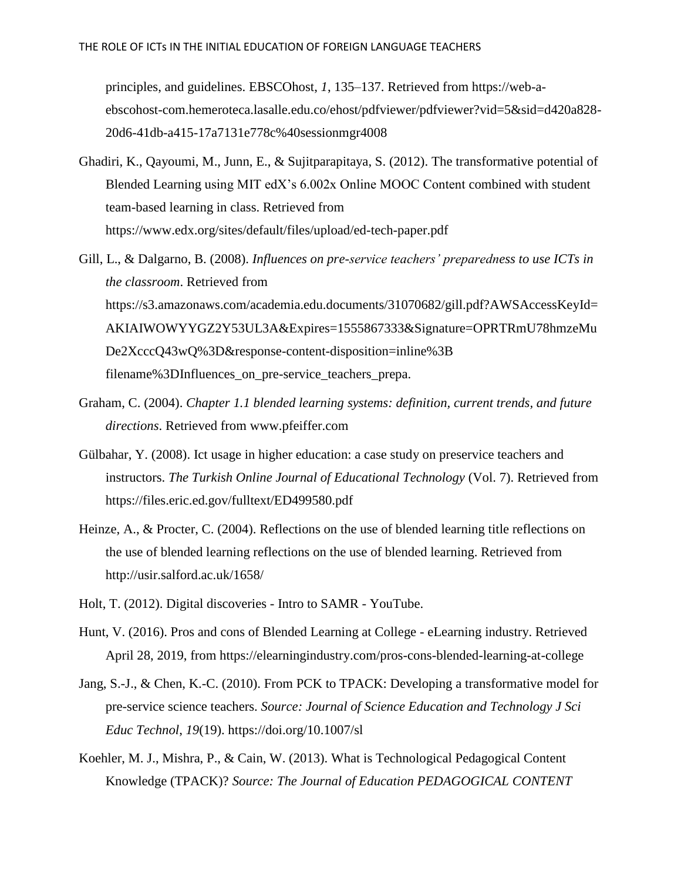principles, and guidelines. EBSCOhost, *1*, 135–137. Retrieved from https://web-a-ebscohost-com.hemeroteca.lasalle.edu.co/ehost/pdfviewer/pdfviewer?vid=5&sid=d420a828-20d6-41db-a415-17a7131e778c%40sessionmgr4008

Ghadiri, K., Qayoumi, M., Junn, E., & Sujitparapitaya, S. (2012). The transformative potential of Blended Learning using MIT edX's 6.002x Online MOOC Content combined with student team-based learning in class. Retrieved from https://www.edx.org/sites/default/files/upload/ed-tech-paper.pdf

Gill, L., & Dalgarno, B. (2008). *Influences on pre-service teachers' preparedness to use ICTs in the classroom*. Retrieved from https://s3.amazonaws.com/academia.edu.documents/31070682/gill.pdf?AWSAccessKeyId=AKIAIWOWYYGZ2Y53UL3A&Expires=1555867333&Signature=OPRTRmU78hmzeMuDe2XcccQ43wQ%3D&response-content-disposition=inline%3B filename%3DInfluences_on_pre-service_teachers_prepa.

Graham, C. (2004). *Chapter 1.1 blended learning systems: definition, current trends, and future directions*. Retrieved from www.pfeiffer.com

Gülbahar, Y. (2008). Ict usage in higher education: a case study on preservice teachers and instructors. *The Turkish Online Journal of Educational Technology* (Vol. 7). Retrieved from https://files.eric.ed.gov/fulltext/ED499580.pdf

Heinze, A., & Procter, C. (2004). Reflections on the use of blended learning title reflections on the use of blended learning reflections on the use of blended learning. Retrieved from http://usir.salford.ac.uk/1658/

Holt, T. (2012). Digital discoveries - Intro to SAMR - YouTube.

Hunt, V. (2016). Pros and cons of Blended Learning at College - eLearning industry. Retrieved April 28, 2019, from https://elearningindustry.com/pros-cons-blended-learning-at-college

Jang, S.-J., & Chen, K.-C. (2010). From PCK to TPACK: Developing a transformative model for pre-service science teachers. *Source: Journal of Science Education and Technology J Sci Educ Technol*, *19*(19). https://doi.org/10.1007/sl

Koehler, M. J., Mishra, P., & Cain, W. (2013). What is Technological Pedagogical Content Knowledge (TPACK)? *Source: The Journal of Education PEDAGOGICAL CONTENT*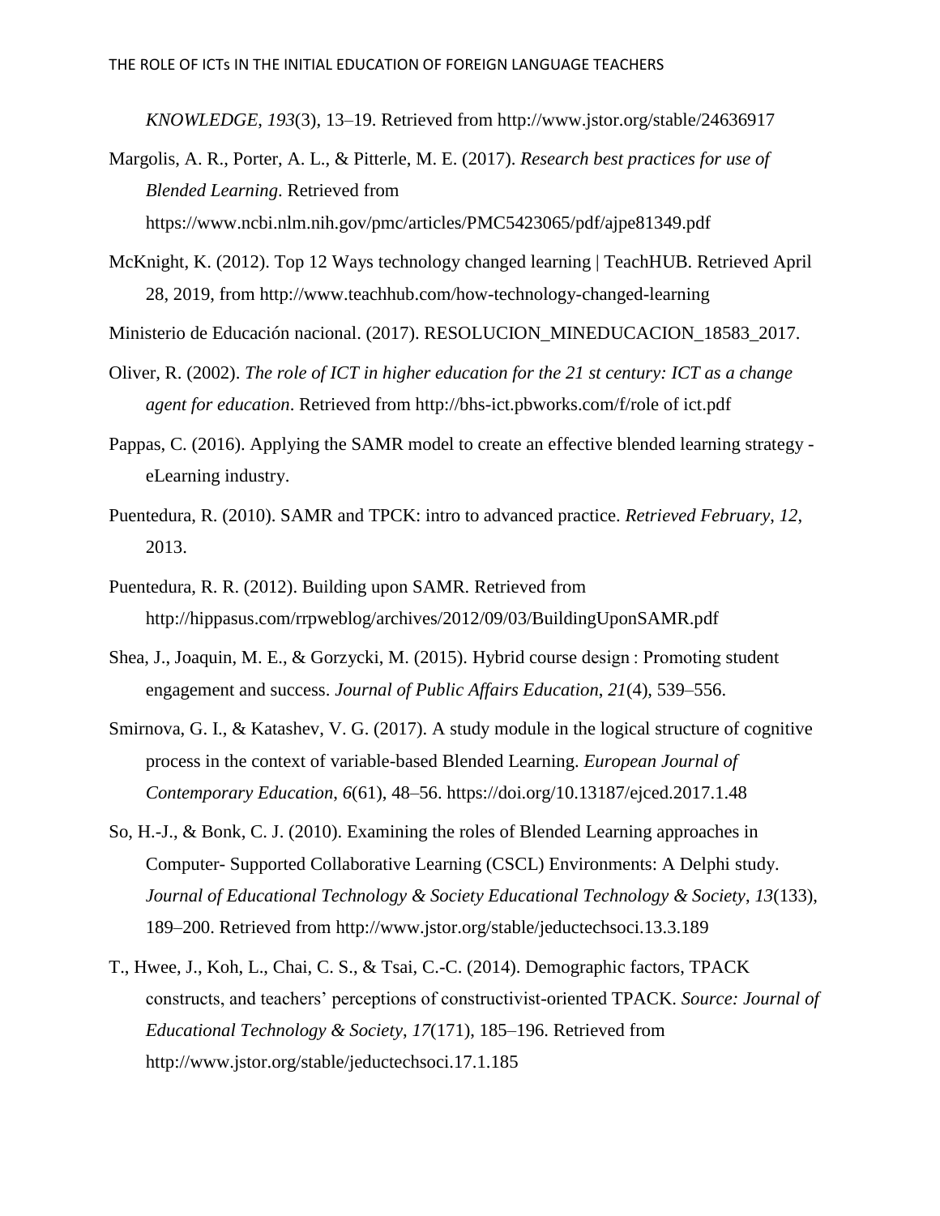*KNOWLEDGE*, *193*(3), 13–19. Retrieved from http://www.jstor.org/stable/24636917

Margolis, A. R., Porter, A. L., & Pitterle, M. E. (2017). *Research best practices for use of Blended Learning*. Retrieved from https://www.ncbi.nlm.nih.gov/pmc/articles/PMC5423065/pdf/ajpe81349.pdf

McKnight, K. (2012). Top 12 Ways technology changed learning | TeachHUB. Retrieved April 28, 2019, from http://www.teachhub.com/how-technology-changed-learning

Ministerio de Educación nacional. (2017). RESOLUCION_MINEDUCACION_18583_2017.

Oliver, R. (2002). *The role of ICT in higher education for the 21 st century: ICT as a change agent for education*. Retrieved from http://bhs-ict.pbworks.com/f/role of ict.pdf

Pappas, C. (2016). Applying the SAMR model to create an effective blended learning strategy - eLearning industry.

Puentedura, R. (2010). SAMR and TPCK: intro to advanced practice. *Retrieved February*, *12*, 2013.

Puentedura, R. R. (2012). Building upon SAMR. Retrieved from http://hippasus.com/rrpweblog/archives/2012/09/03/BuildingUponSAMR.pdf

Shea, J., Joaquin, M. E., & Gorzycki, M. (2015). Hybrid course design : Promoting student engagement and success. *Journal of Public Affairs Education*, *21*(4), 539–556.

Smirnova, G. I., & Katashev, V. G. (2017). A study module in the logical structure of cognitive process in the context of variable-based Blended Learning. *European Journal of Contemporary Education*, *6*(61), 48–56. https://doi.org/10.13187/ejced.2017.1.48

So, H.-J., & Bonk, C. J. (2010). Examining the roles of Blended Learning approaches in Computer- Supported Collaborative Learning (CSCL) Environments: A Delphi study. *Journal of Educational Technology & Society Educational Technology & Society*, *13*(133), 189–200. Retrieved from http://www.jstor.org/stable/jeductechsoci.13.3.189

T., Hwee, J., Koh, L., Chai, C. S., & Tsai, C.-C. (2014). Demographic factors, TPACK constructs, and teachers' perceptions of constructivist-oriented TPACK. *Source: Journal of Educational Technology & Society*, *17*(171), 185–196. Retrieved from http://www.jstor.org/stable/jeductechsoci.17.1.185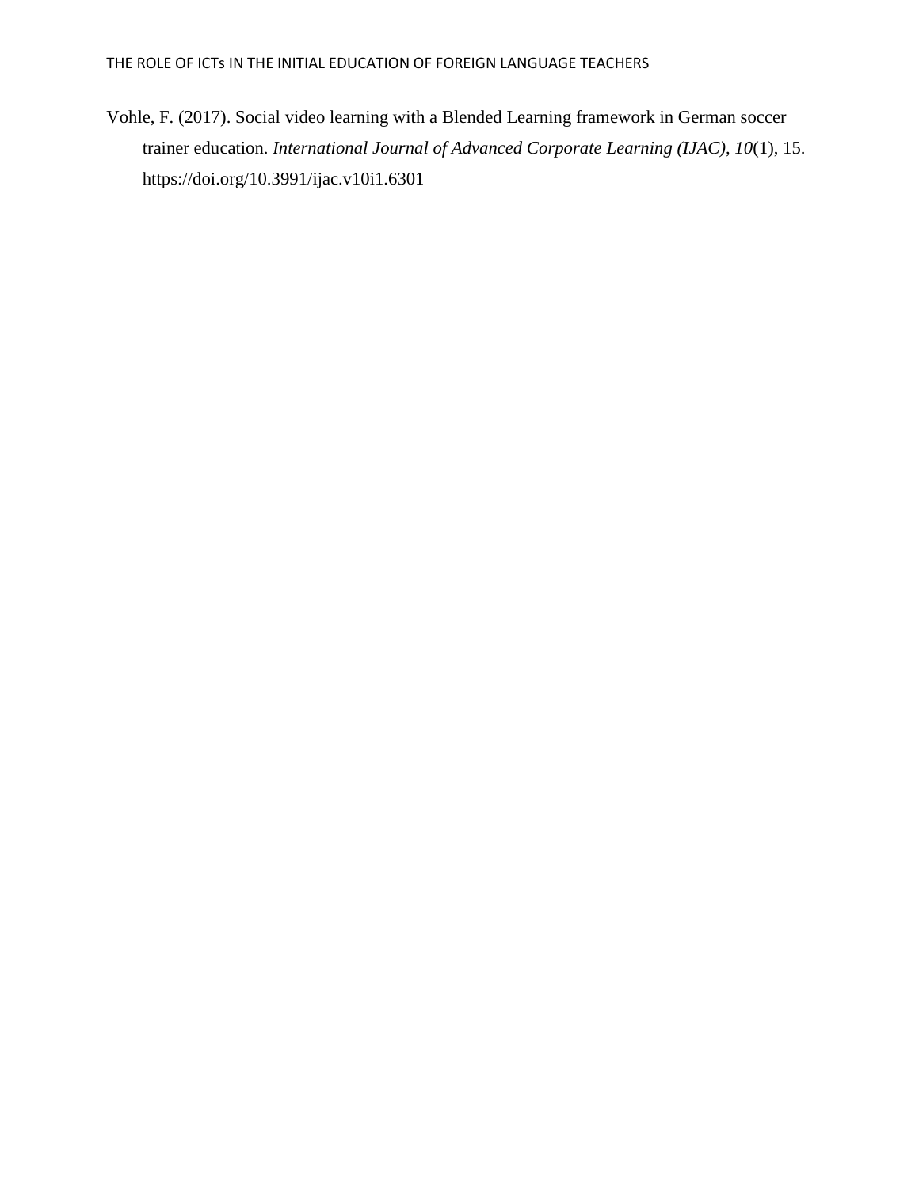Vohle, F. (2017). Social video learning with a Blended Learning framework in German soccer trainer education. *International Journal of Advanced Corporate Learning (IJAC)*, *10*(1), 15. https://doi.org/10.3991/ijac.v10i1.6301